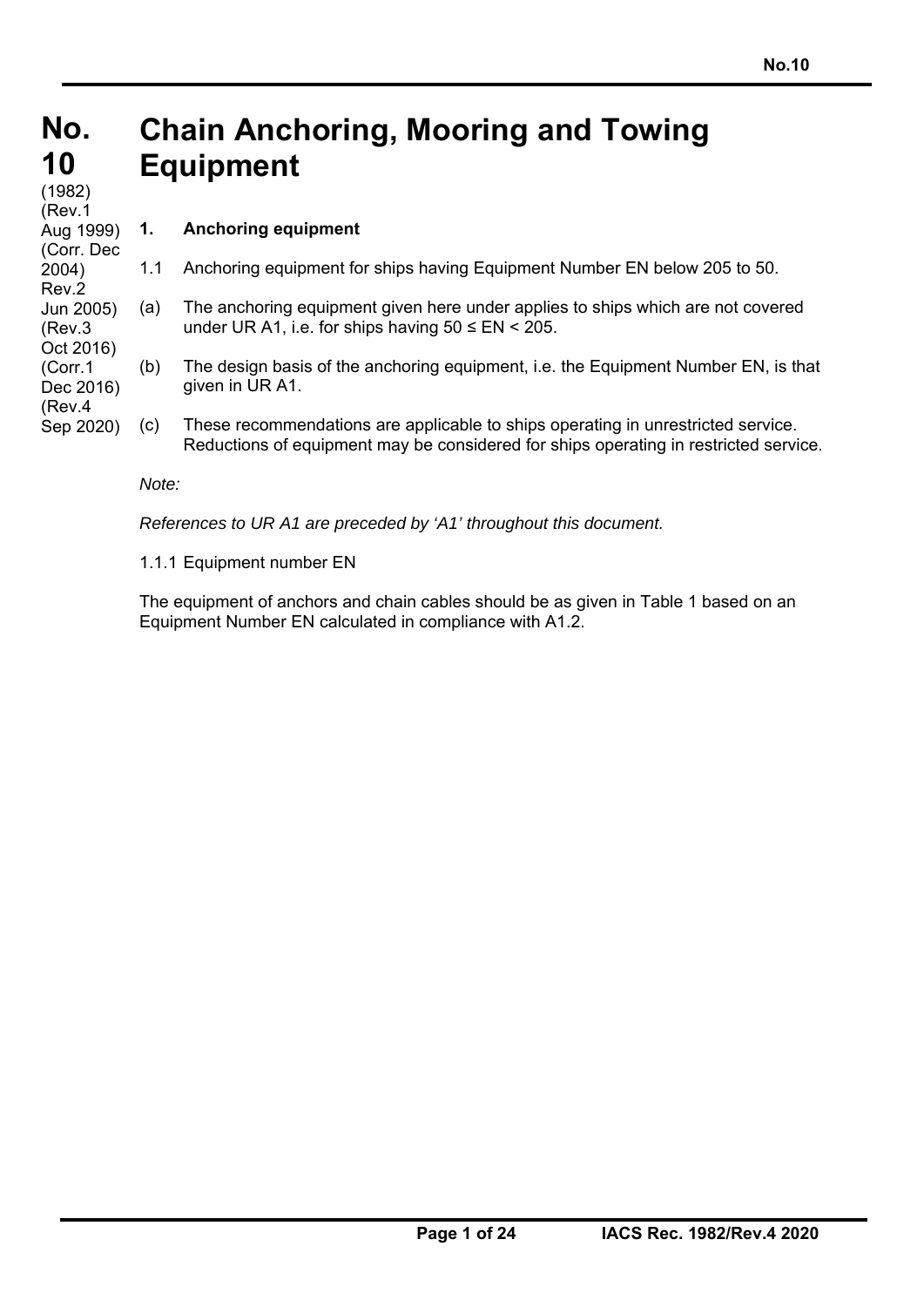# No. 10 Chain Anchoring, Mooring and Towing Equipment

(1982)
(Rev.1 Aug 1999)
(Corr. Dec 2004)
Rev.2 Jun 2005)
(Rev.3 Oct 2016)
(Corr.1 Dec 2016)
(Rev.4 Sep 2020)

## 1. Anchoring equipment

1.1 Anchoring equipment for ships having Equipment Number EN below 205 to 50.

(a) The anchoring equipment given here under applies to ships which are not covered under UR A1, i.e. for ships having $50 \le EN < 205$.

(b) The design basis of the anchoring equipment, i.e. the Equipment Number EN, is that given in UR A1.

(c) These recommendations are applicable to ships operating in unrestricted service. Reductions of equipment may be considered for ships operating in restricted service.

*Note:*

*References to UR A1 are preceded by 'A1' throughout this document.*

1.1.1 Equipment number EN

The equipment of anchors and chain cables should be as given in Table 1 based on an Equipment Number EN calculated in compliance with A1.2.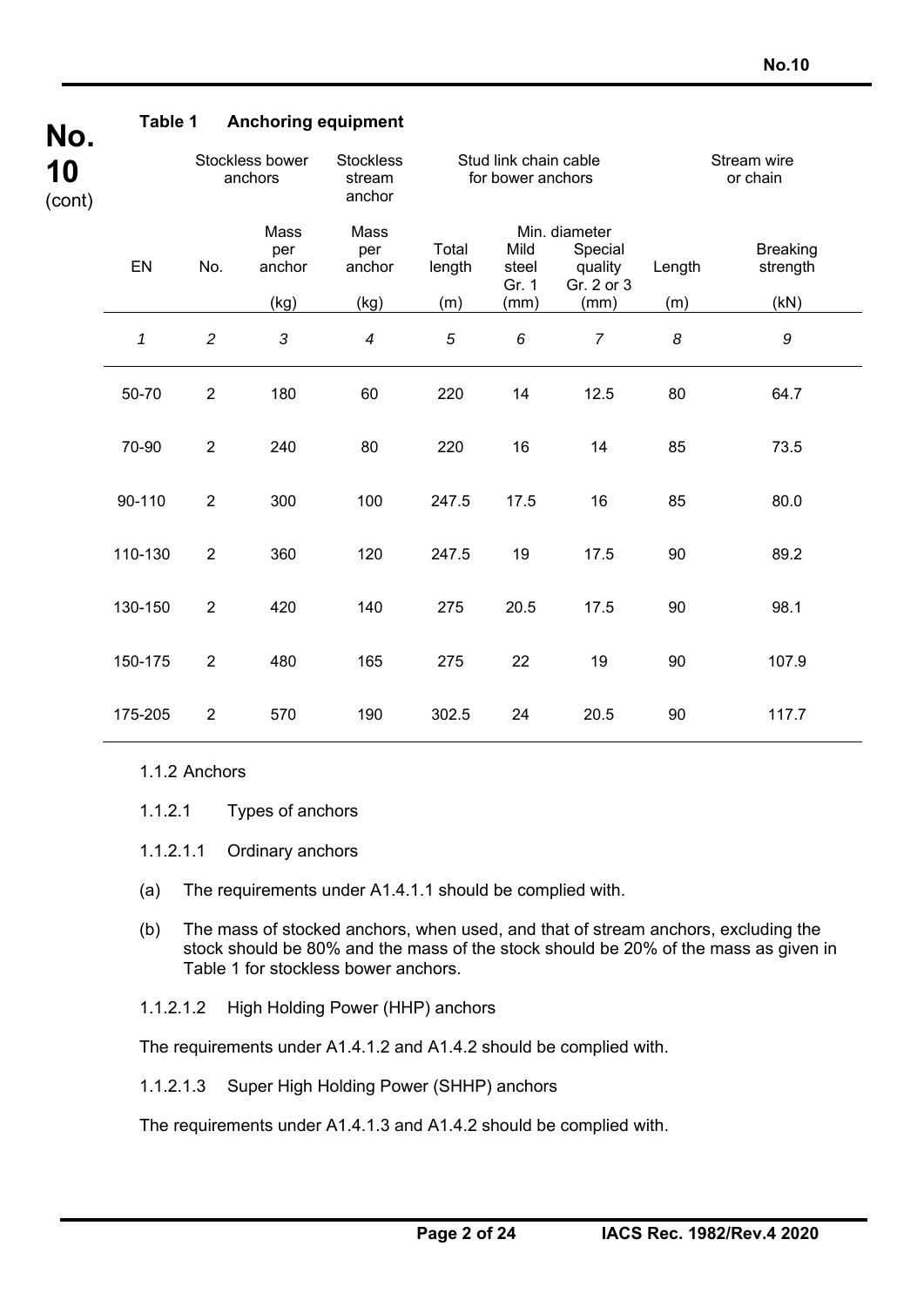**Table 1 Anchoring equipment**

| EN | Stockless bower anchors | | Stockless stream anchor | Stud link chain cable for bower anchors | | | Stream wire or chain | |
|---|---|---|---|---|---|---|---|---|
| | No. | Mass per anchor (kg) | Mass per anchor (kg) | Total length (m) | Min. diameter Mild steel Gr. 1 (mm) | Min. diameter Special quality Gr. 2 or 3 (mm) | Length (m) | Breaking strength (kN) |
| *1* | *2* | *3* | *4* | *5* | *6* | *7* | *8* | *9* |
| 50-70 | 2 | 180 | 60 | 220 | 14 | 12.5 | 80 | 64.7 |
| 70-90 | 2 | 240 | 80 | 220 | 16 | 14 | 85 | 73.5 |
| 90-110 | 2 | 300 | 100 | 247.5 | 17.5 | 16 | 85 | 80.0 |
| 110-130 | 2 | 360 | 120 | 247.5 | 19 | 17.5 | 90 | 89.2 |
| 130-150 | 2 | 420 | 140 | 275 | 20.5 | 17.5 | 90 | 98.1 |
| 150-175 | 2 | 480 | 165 | 275 | 22 | 19 | 90 | 107.9 |
| 175-205 | 2 | 570 | 190 | 302.5 | 24 | 20.5 | 90 | 117.7 |

1.1.2 Anchors

1.1.2.1 Types of anchors

1.1.2.1.1 Ordinary anchors

(a) The requirements under A1.4.1.1 should be complied with.

(b) The mass of stocked anchors, when used, and that of stream anchors, excluding the stock should be 80% and the mass of the stock should be 20% of the mass as given in Table 1 for stockless bower anchors.

1.1.2.1.2 High Holding Power (HHP) anchors

The requirements under A1.4.1.2 and A1.4.2 should be complied with.

1.1.2.1.3 Super High Holding Power (SHHP) anchors

The requirements under A1.4.1.3 and A1.4.2 should be complied with.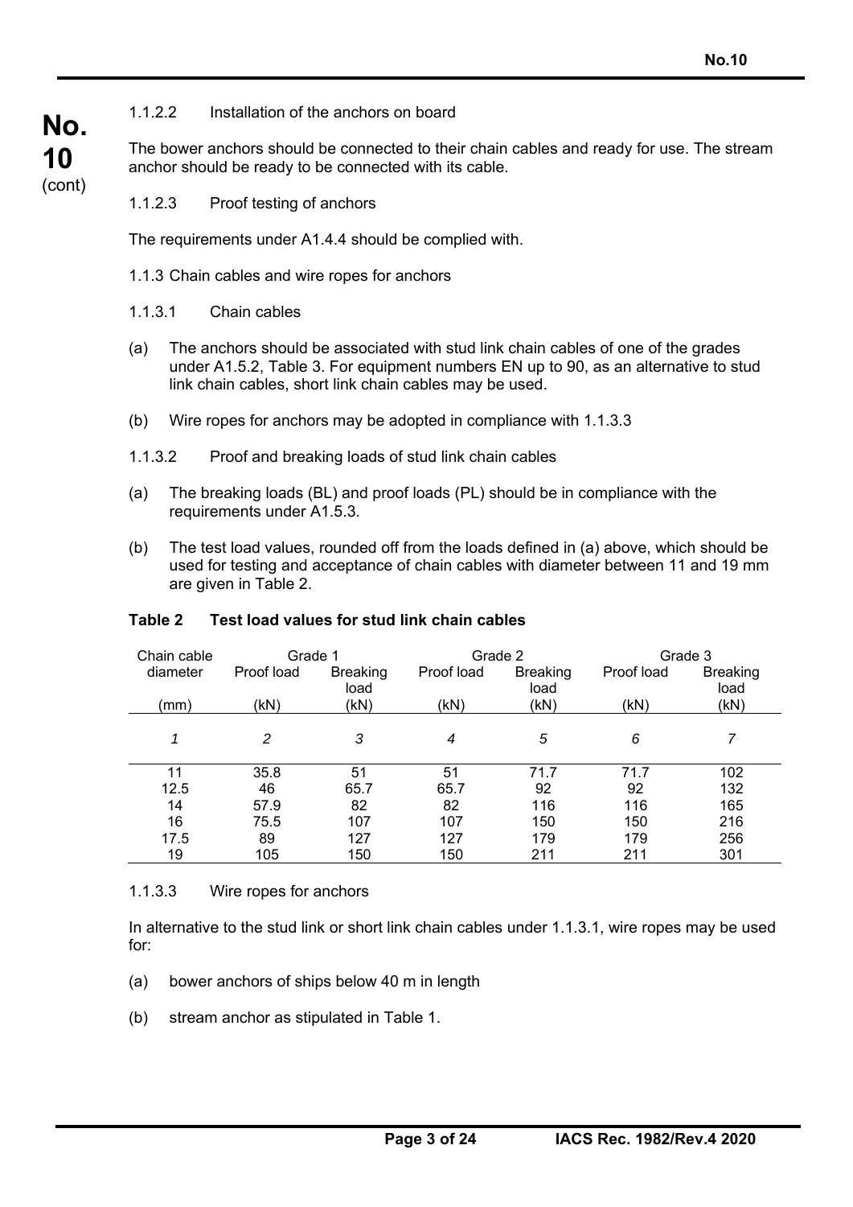1.1.2.2 Installation of the anchors on board

The bower anchors should be connected to their chain cables and ready for use. The stream anchor should be ready to be connected with its cable.

1.1.2.3 Proof testing of anchors

The requirements under A1.4.4 should be complied with.

1.1.3 Chain cables and wire ropes for anchors

1.1.3.1 Chain cables

(a) The anchors should be associated with stud link chain cables of one of the grades under A1.5.2, Table 3. For equipment numbers EN up to 90, as an alternative to stud link chain cables, short link chain cables may be used.

(b) Wire ropes for anchors may be adopted in compliance with 1.1.3.3

1.1.3.2 Proof and breaking loads of stud link chain cables

(a) The breaking loads (BL) and proof loads (PL) should be in compliance with the requirements under A1.5.3.

(b) The test load values, rounded off from the loads defined in (a) above, which should be used for testing and acceptance of chain cables with diameter between 11 and 19 mm are given in Table 2.

**Table 2 Test load values for stud link chain cables**

| Chain cable diameter (mm) | Grade 1 | | Grade 2 | | Grade 3 | |
|---|---|---|---|---|---|---|
| | Proof load (kN) | Breaking load (kN) | Proof load (kN) | Breaking load (kN) | Proof load (kN) | Breaking load (kN) |
| *1* | *2* | *3* | *4* | *5* | *6* | *7* |
| 11 | 35.8 | 51 | 51 | 71.7 | 71.7 | 102 |
| 12.5 | 46 | 65.7 | 65.7 | 92 | 92 | 132 |
| 14 | 57.9 | 82 | 82 | 116 | 116 | 165 |
| 16 | 75.5 | 107 | 107 | 150 | 150 | 216 |
| 17.5 | 89 | 127 | 127 | 179 | 179 | 256 |
| 19 | 105 | 150 | 150 | 211 | 211 | 301 |

1.1.3.3 Wire ropes for anchors

In alternative to the stud link or short link chain cables under 1.1.3.1, wire ropes may be used for:

(a) bower anchors of ships below 40 m in length

(b) stream anchor as stipulated in Table 1.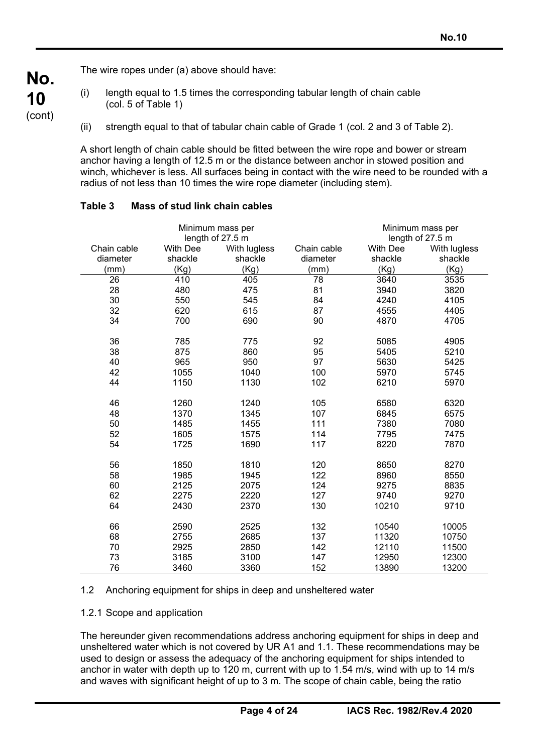The wire ropes under (a) above should have:

(i) length equal to 1.5 times the corresponding tabular length of chain cable (col. 5 of Table 1)

(ii) strength equal to that of tabular chain cable of Grade 1 (col. 2 and 3 of Table 2).

A short length of chain cable should be fitted between the wire rope and bower or stream anchor having a length of 12.5 m or the distance between anchor in stowed position and winch, whichever is less. All surfaces being in contact with the wire need to be rounded with a radius of not less than 10 times the wire rope diameter (including stem).

**Table 3 Mass of stud link chain cables**

| Chain cable diameter (mm) | Minimum mass per length of 27.5 m | | Chain cable diameter (mm) | Minimum mass per length of 27.5 m | |
|---|---|---|---|---|---|
| | With Dee shackle (Kg) | With lugless shackle (Kg) | | With Dee shackle (Kg) | With lugless shackle (Kg) |
| 26 | 410 | 405 | 78 | 3640 | 3535 |
| 28 | 480 | 475 | 81 | 3940 | 3820 |
| 30 | 550 | 545 | 84 | 4240 | 4105 |
| 32 | 620 | 615 | 87 | 4555 | 4405 |
| 34 | 700 | 690 | 90 | 4870 | 4705 |
| 36 | 785 | 775 | 92 | 5085 | 4905 |
| 38 | 875 | 860 | 95 | 5405 | 5210 |
| 40 | 965 | 950 | 97 | 5630 | 5425 |
| 42 | 1055 | 1040 | 100 | 5970 | 5745 |
| 44 | 1150 | 1130 | 102 | 6210 | 5970 |
| 46 | 1260 | 1240 | 105 | 6580 | 6320 |
| 48 | 1370 | 1345 | 107 | 6845 | 6575 |
| 50 | 1485 | 1455 | 111 | 7380 | 7080 |
| 52 | 1605 | 1575 | 114 | 7795 | 7475 |
| 54 | 1725 | 1690 | 117 | 8220 | 7870 |
| 56 | 1850 | 1810 | 120 | 8650 | 8270 |
| 58 | 1985 | 1945 | 122 | 8960 | 8550 |
| 60 | 2125 | 2075 | 124 | 9275 | 8835 |
| 62 | 2275 | 2220 | 127 | 9740 | 9270 |
| 64 | 2430 | 2370 | 130 | 10210 | 9710 |
| 66 | 2590 | 2525 | 132 | 10540 | 10005 |
| 68 | 2755 | 2685 | 137 | 11320 | 10750 |
| 70 | 2925 | 2850 | 142 | 12110 | 11500 |
| 73 | 3185 | 3100 | 147 | 12950 | 12300 |
| 76 | 3460 | 3360 | 152 | 13890 | 13200 |

## 1.2 Anchoring equipment for ships in deep and unsheltered water

### 1.2.1 Scope and application

The hereunder given recommendations address anchoring equipment for ships in deep and unsheltered water which is not covered by UR A1 and 1.1. These recommendations may be used to design or assess the adequacy of the anchoring equipment for ships intended to anchor in water with depth up to 120 m, current with up to 1.54 m/s, wind with up to 14 m/s and waves with significant height of up to 3 m. The scope of chain cable, being the ratio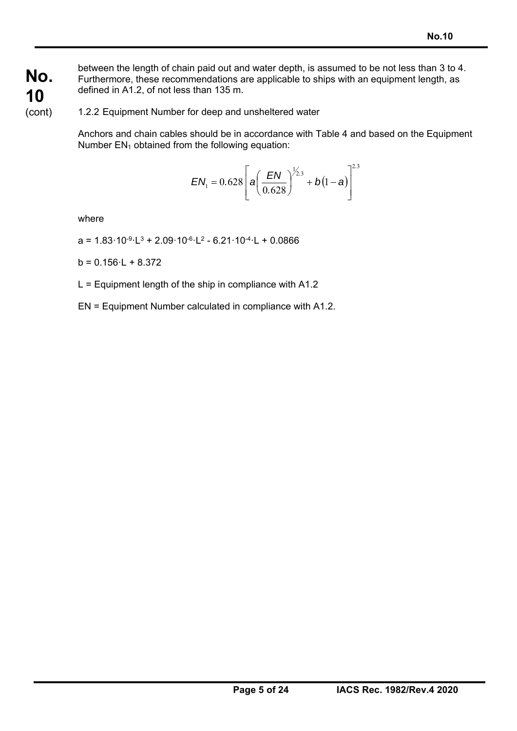between the length of chain paid out and water depth, is assumed to be not less than 3 to 4. Furthermore, these recommendations are applicable to ships with an equipment length, as defined in A1.2, of not less than 135 m.

1.2.2 Equipment Number for deep and unsheltered water

Anchors and chain cables should be in accordance with Table 4 and based on the Equipment Number $EN_1$ obtained from the following equation:

$$EN_1 = 0.628\left[a\left(\frac{EN}{0.628}\right)^{1/2.3} + b(1-a)\right]^{2.3}$$

where

$a = 1.83 \cdot 10^{-9} \cdot L^3 + 2.09 \cdot 10^{-6} \cdot L^2 - 6.21 \cdot 10^{-4} \cdot L + 0.0866$

$b = 0.156 \cdot L + 8.372$

$L$ = Equipment length of the ship in compliance with A1.2

$EN$ = Equipment Number calculated in compliance with A1.2.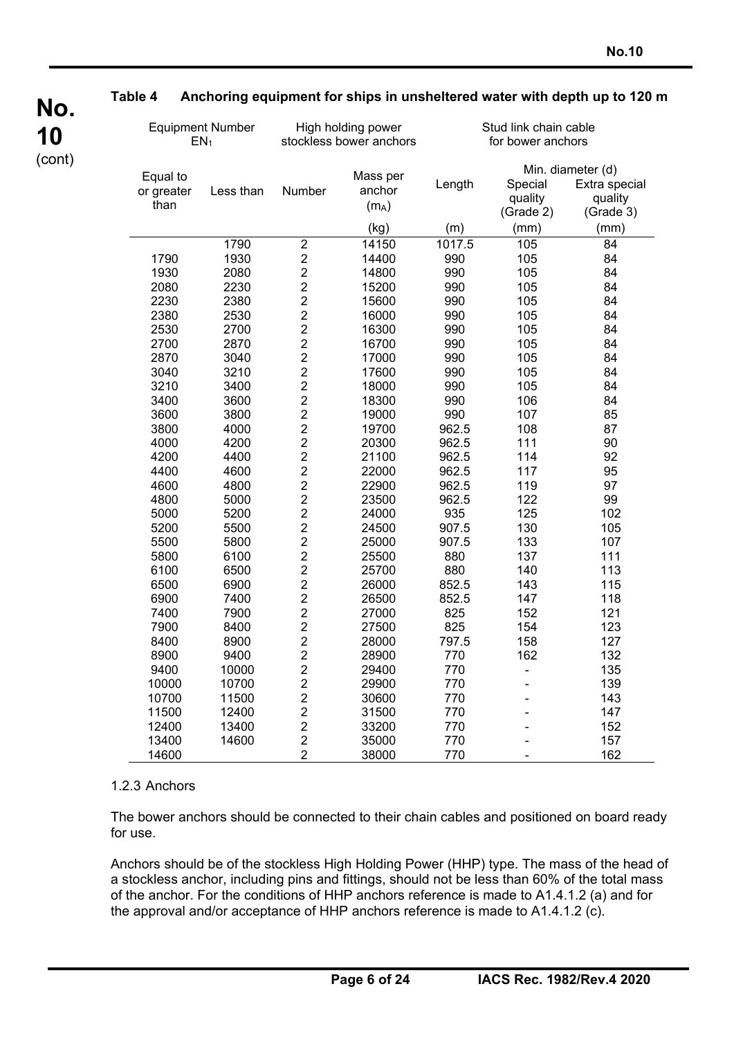**Table 4 Anchoring equipment for ships in unsheltered water with depth up to 120 m**

| Equipment Number $EN_1$ | | High holding power stockless bower anchors | | Stud link chain cable for bower anchors | | |
|---|---|---|---|---|---|---|
| | | | | | Min. diameter (d) | |
| Equal to or greater than | Less than | Number | Mass per anchor ($m_A$) | Length | Special quality (Grade 2) | Extra special quality (Grade 3) |
| | | | (kg) | (m) | (mm) | (mm) |
| | 1790 | 2 | 14150 | 1017.5 | 105 | 84 |
| 1790 | 1930 | 2 | 14400 | 990 | 105 | 84 |
| 1930 | 2080 | 2 | 14800 | 990 | 105 | 84 |
| 2080 | 2230 | 2 | 15200 | 990 | 105 | 84 |
| 2230 | 2380 | 2 | 15600 | 990 | 105 | 84 |
| 2380 | 2530 | 2 | 16000 | 990 | 105 | 84 |
| 2530 | 2700 | 2 | 16300 | 990 | 105 | 84 |
| 2700 | 2870 | 2 | 16700 | 990 | 105 | 84 |
| 2870 | 3040 | 2 | 17000 | 990 | 105 | 84 |
| 3040 | 3210 | 2 | 17600 | 990 | 105 | 84 |
| 3210 | 3400 | 2 | 18000 | 990 | 105 | 84 |
| 3400 | 3600 | 2 | 18300 | 990 | 106 | 84 |
| 3600 | 3800 | 2 | 19000 | 990 | 107 | 85 |
| 3800 | 4000 | 2 | 19700 | 962.5 | 108 | 87 |
| 4000 | 4200 | 2 | 20300 | 962.5 | 111 | 90 |
| 4200 | 4400 | 2 | 21100 | 962.5 | 114 | 92 |
| 4400 | 4600 | 2 | 22000 | 962.5 | 117 | 95 |
| 4600 | 4800 | 2 | 22900 | 962.5 | 119 | 97 |
| 4800 | 5000 | 2 | 23500 | 962.5 | 122 | 99 |
| 5000 | 5200 | 2 | 24000 | 935 | 125 | 102 |
| 5200 | 5500 | 2 | 24500 | 907.5 | 130 | 105 |
| 5500 | 5800 | 2 | 25000 | 907.5 | 133 | 107 |
| 5800 | 6100 | 2 | 25500 | 880 | 137 | 111 |
| 6100 | 6500 | 2 | 25700 | 880 | 140 | 113 |
| 6500 | 6900 | 2 | 26000 | 852.5 | 143 | 115 |
| 6900 | 7400 | 2 | 26500 | 852.5 | 147 | 118 |
| 7400 | 7900 | 2 | 27000 | 825 | 152 | 121 |
| 7900 | 8400 | 2 | 27500 | 825 | 154 | 123 |
| 8400 | 8900 | 2 | 28000 | 797.5 | 158 | 127 |
| 8900 | 9400 | 2 | 28900 | 770 | 162 | 132 |
| 9400 | 10000 | 2 | 29400 | 770 | - | 135 |
| 10000 | 10700 | 2 | 29900 | 770 | - | 139 |
| 10700 | 11500 | 2 | 30600 | 770 | - | 143 |
| 11500 | 12400 | 2 | 31500 | 770 | - | 147 |
| 12400 | 13400 | 2 | 33200 | 770 | - | 152 |
| 13400 | 14600 | 2 | 35000 | 770 | - | 157 |
| 14600 | | 2 | 38000 | 770 | - | 162 |

1.2.3 Anchors

The bower anchors should be connected to their chain cables and positioned on board ready for use.

Anchors should be of the stockless High Holding Power (HHP) type. The mass of the head of a stockless anchor, including pins and fittings, should not be less than 60% of the total mass of the anchor. For the conditions of HHP anchors reference is made to A1.4.1.2 (a) and for the approval and/or acceptance of HHP anchors reference is made to A1.4.1.2 (c).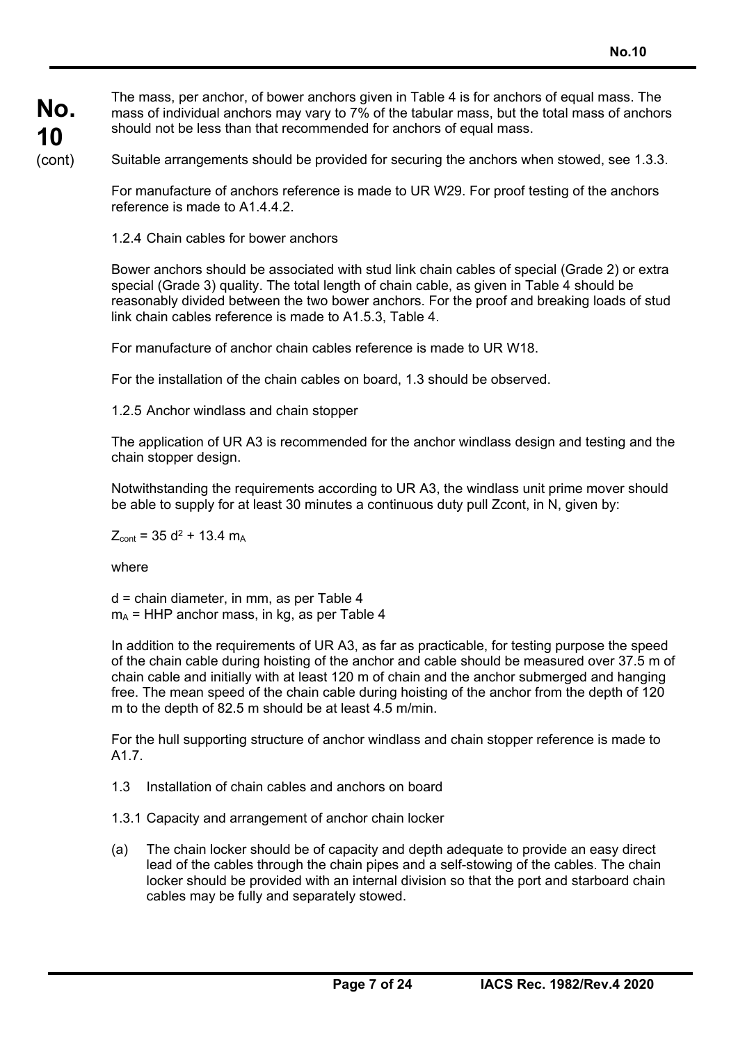The mass, per anchor, of bower anchors given in Table 4 is for anchors of equal mass. The mass of individual anchors may vary to 7% of the tabular mass, but the total mass of anchors should not be less than that recommended for anchors of equal mass.

Suitable arrangements should be provided for securing the anchors when stowed, see 1.3.3.

For manufacture of anchors reference is made to UR W29. For proof testing of the anchors reference is made to A1.4.4.2.

1.2.4 Chain cables for bower anchors

Bower anchors should be associated with stud link chain cables of special (Grade 2) or extra special (Grade 3) quality. The total length of chain cable, as given in Table 4 should be reasonably divided between the two bower anchors. For the proof and breaking loads of stud link chain cables reference is made to A1.5.3, Table 4.

For manufacture of anchor chain cables reference is made to UR W18.

For the installation of the chain cables on board, 1.3 should be observed.

1.2.5 Anchor windlass and chain stopper

The application of UR A3 is recommended for the anchor windlass design and testing and the chain stopper design.

Notwithstanding the requirements according to UR A3, the windlass unit prime mover should be able to supply for at least 30 minutes a continuous duty pull Zcont, in N, given by:

$$Z_{cont} = 35\, d^2 + 13.4\, m_A$$

where

$d$ = chain diameter, in mm, as per Table 4
$m_A$ = HHP anchor mass, in kg, as per Table 4

In addition to the requirements of UR A3, as far as practicable, for testing purpose the speed of the chain cable during hoisting of the anchor and cable should be measured over 37.5 m of chain cable and initially with at least 120 m of chain and the anchor submerged and hanging free. The mean speed of the chain cable during hoisting of the anchor from the depth of 120 m to the depth of 82.5 m should be at least 4.5 m/min.

For the hull supporting structure of anchor windlass and chain stopper reference is made to A1.7.

1.3 Installation of chain cables and anchors on board

1.3.1 Capacity and arrangement of anchor chain locker

(a) The chain locker should be of capacity and depth adequate to provide an easy direct lead of the cables through the chain pipes and a self-stowing of the cables. The chain locker should be provided with an internal division so that the port and starboard chain cables may be fully and separately stowed.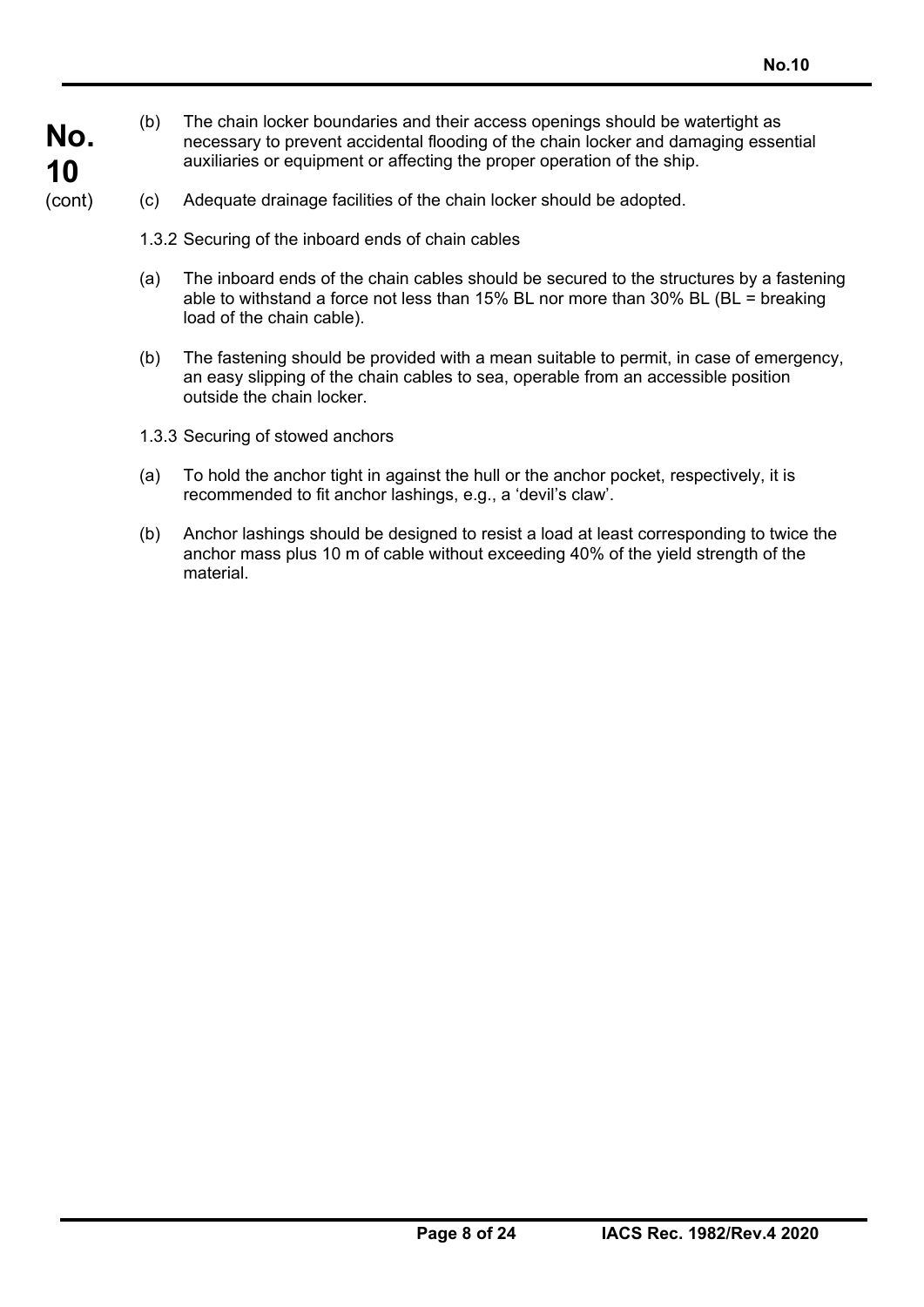(b) The chain locker boundaries and their access openings should be watertight as necessary to prevent accidental flooding of the chain locker and damaging essential auxiliaries or equipment or affecting the proper operation of the ship.

(c) Adequate drainage facilities of the chain locker should be adopted.

1.3.2 Securing of the inboard ends of chain cables

(a) The inboard ends of the chain cables should be secured to the structures by a fastening able to withstand a force not less than 15% BL nor more than 30% BL (BL = breaking load of the chain cable).

(b) The fastening should be provided with a mean suitable to permit, in case of emergency, an easy slipping of the chain cables to sea, operable from an accessible position outside the chain locker.

1.3.3 Securing of stowed anchors

(a) To hold the anchor tight in against the hull or the anchor pocket, respectively, it is recommended to fit anchor lashings, e.g., a 'devil's claw'.

(b) Anchor lashings should be designed to resist a load at least corresponding to twice the anchor mass plus 10 m of cable without exceeding 40% of the yield strength of the material.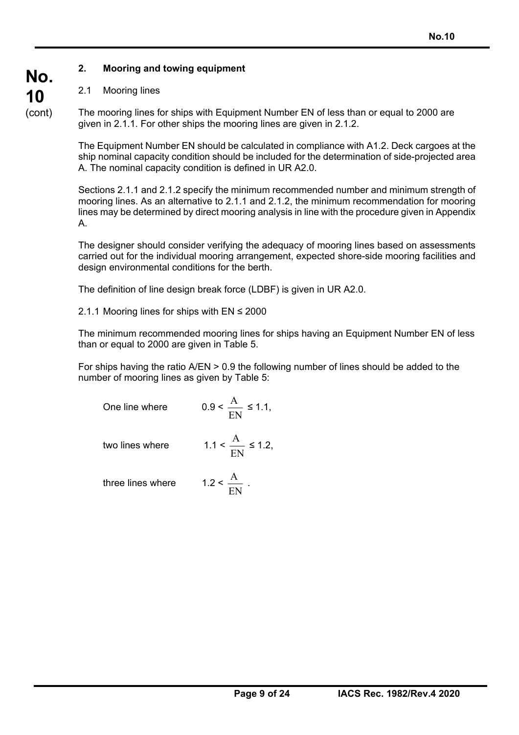## 2. Mooring and towing equipment

### 2.1 Mooring lines

The mooring lines for ships with Equipment Number EN of less than or equal to 2000 are given in 2.1.1. For other ships the mooring lines are given in 2.1.2.

The Equipment Number EN should be calculated in compliance with A1.2. Deck cargoes at the ship nominal capacity condition should be included for the determination of side-projected area A. The nominal capacity condition is defined in UR A2.0.

Sections 2.1.1 and 2.1.2 specify the minimum recommended number and minimum strength of mooring lines. As an alternative to 2.1.1 and 2.1.2, the minimum recommendation for mooring lines may be determined by direct mooring analysis in line with the procedure given in Appendix A.

The designer should consider verifying the adequacy of mooring lines based on assessments carried out for the individual mooring arrangement, expected shore-side mooring facilities and design environmental conditions for the berth.

The definition of line design break force (LDBF) is given in UR A2.0.

2.1.1 Mooring lines for ships with EN ≤ 2000

The minimum recommended mooring lines for ships having an Equipment Number EN of less than or equal to 2000 are given in Table 5.

For ships having the ratio A/EN > 0.9 the following number of lines should be added to the number of mooring lines as given by Table 5:

One line where $0.9 < \frac{A}{EN} \leq 1.1$,

two lines where $1.1 < \frac{A}{EN} \leq 1.2$,

three lines where $1.2 < \frac{A}{EN}$ .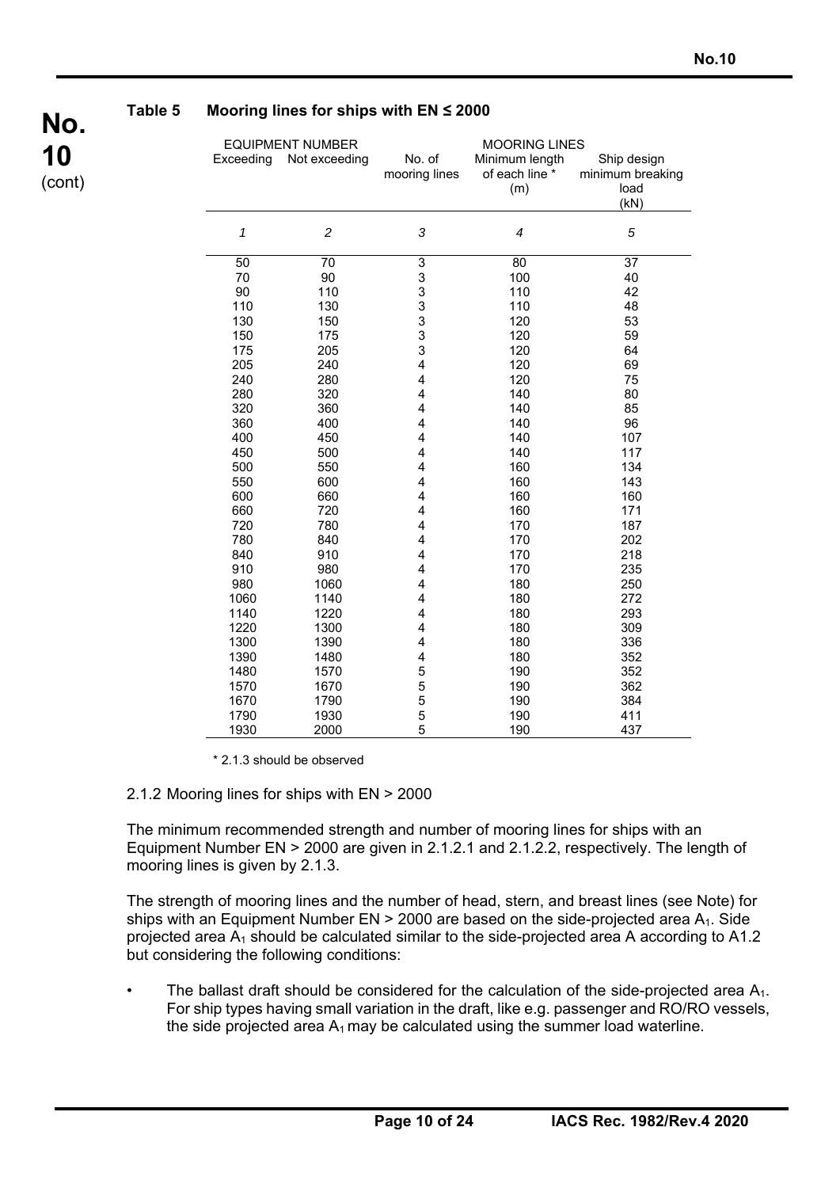**Table 5 Mooring lines for ships with EN ≤ 2000**

| EQUIPMENT NUMBER | | MOORING LINES | | |
|---|---|---|---|---|
| Exceeding | Not exceeding | No. of mooring lines | Minimum length of each line * (m) | Ship design minimum breaking load (kN) |
| *1* | *2* | *3* | *4* | *5* |
| 50 | 70 | 3 | 80 | 37 |
| 70 | 90 | 3 | 100 | 40 |
| 90 | 110 | 3 | 110 | 42 |
| 110 | 130 | 3 | 110 | 48 |
| 130 | 150 | 3 | 120 | 53 |
| 150 | 175 | 3 | 120 | 59 |
| 175 | 205 | 3 | 120 | 64 |
| 205 | 240 | 4 | 120 | 69 |
| 240 | 280 | 4 | 120 | 75 |
| 280 | 320 | 4 | 140 | 80 |
| 320 | 360 | 4 | 140 | 85 |
| 360 | 400 | 4 | 140 | 96 |
| 400 | 450 | 4 | 140 | 107 |
| 450 | 500 | 4 | 140 | 117 |
| 500 | 550 | 4 | 160 | 134 |
| 550 | 600 | 4 | 160 | 143 |
| 600 | 660 | 4 | 160 | 160 |
| 660 | 720 | 4 | 160 | 171 |
| 720 | 780 | 4 | 170 | 187 |
| 780 | 840 | 4 | 170 | 202 |
| 840 | 910 | 4 | 170 | 218 |
| 910 | 980 | 4 | 170 | 235 |
| 980 | 1060 | 4 | 180 | 250 |
| 1060 | 1140 | 4 | 180 | 272 |
| 1140 | 1220 | 4 | 180 | 293 |
| 1220 | 1300 | 4 | 180 | 309 |
| 1300 | 1390 | 4 | 180 | 336 |
| 1390 | 1480 | 4 | 180 | 352 |
| 1480 | 1570 | 5 | 190 | 352 |
| 1570 | 1670 | 5 | 190 | 362 |
| 1670 | 1790 | 5 | 190 | 384 |
| 1790 | 1930 | 5 | 190 | 411 |
| 1930 | 2000 | 5 | 190 | 437 |

* 2.1.3 should be observed

2.1.2 Mooring lines for ships with EN > 2000

The minimum recommended strength and number of mooring lines for ships with an Equipment Number EN > 2000 are given in 2.1.2.1 and 2.1.2.2, respectively. The length of mooring lines is given by 2.1.3.

The strength of mooring lines and the number of head, stern, and breast lines (see Note) for ships with an Equipment Number EN > 2000 are based on the side-projected area $A_1$. Side projected area $A_1$ should be calculated similar to the side-projected area A according to A1.2 but considering the following conditions:

- The ballast draft should be considered for the calculation of the side-projected area $A_1$. For ship types having small variation in the draft, like e.g. passenger and RO/RO vessels, the side projected area $A_1$ may be calculated using the summer load waterline.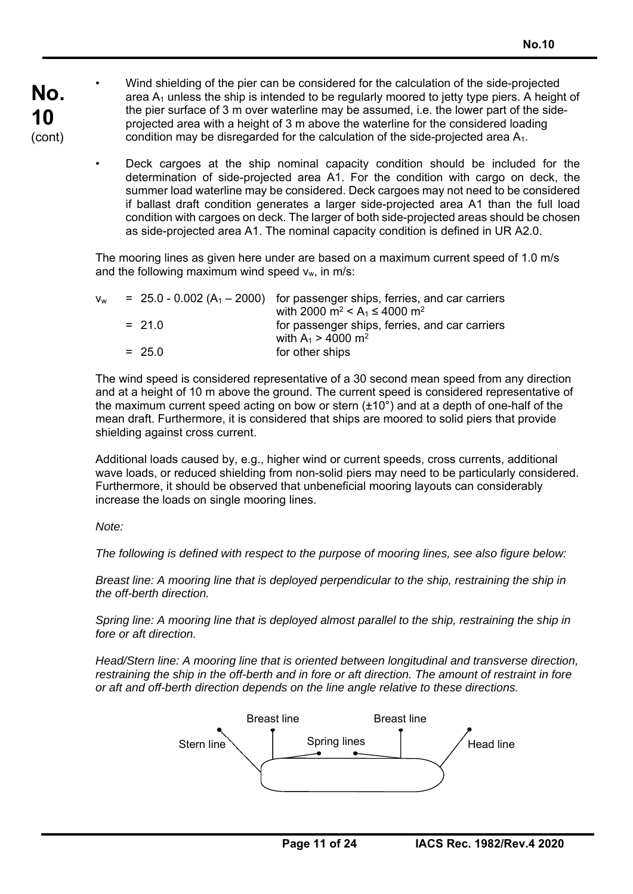- Wind shielding of the pier can be considered for the calculation of the side-projected area $A_1$ unless the ship is intended to be regularly moored to jetty type piers. A height of the pier surface of 3 m over waterline may be assumed, i.e. the lower part of the side-projected area with a height of 3 m above the waterline for the considered loading condition may be disregarded for the calculation of the side-projected area $A_1$.

- Deck cargoes at the ship nominal capacity condition should be included for the determination of side-projected area A1. For the condition with cargo on deck, the summer load waterline may be considered. Deck cargoes may not need to be considered if ballast draft condition generates a larger side-projected area A1 than the full load condition with cargoes on deck. The larger of both side-projected areas should be chosen as side-projected area A1. The nominal capacity condition is defined in UR A2.0.

The mooring lines as given here under are based on a maximum current speed of 1.0 m/s and the following maximum wind speed $v_w$, in m/s:

| | | |
|---|---|---|
| $v_w$ | $= 25.0 - 0.002\,(A_1 - 2000)$ | for passenger ships, ferries, and car carriers with $2000\ m^2 < A_1 \leq 4000\ m^2$ |
| | $= 21.0$ | for passenger ships, ferries, and car carriers with $A_1 > 4000\ m^2$ |
| | $= 25.0$ | for other ships |

The wind speed is considered representative of a 30 second mean speed from any direction and at a height of 10 m above the ground. The current speed is considered representative of the maximum current speed acting on bow or stern (±10°) and at a depth of one-half of the mean draft. Furthermore, it is considered that ships are moored to solid piers that provide shielding against cross current.

Additional loads caused by, e.g., higher wind or current speeds, cross currents, additional wave loads, or reduced shielding from non-solid piers may need to be particularly considered. Furthermore, it should be observed that unbeneficial mooring layouts can considerably increase the loads on single mooring lines.

*Note:*

*The following is defined with respect to the purpose of mooring lines, see also figure below:*

*Breast line: A mooring line that is deployed perpendicular to the ship, restraining the ship in the off-berth direction.*

*Spring line: A mooring line that is deployed almost parallel to the ship, restraining the ship in fore or aft direction.*

*Head/Stern line: A mooring line that is oriented between longitudinal and transverse direction, restraining the ship in the off-berth and in fore or aft direction. The amount of restraint in fore or aft and off-berth direction depends on the line angle relative to these directions.*

Breast line — Breast line — Stern line — Spring lines — Head line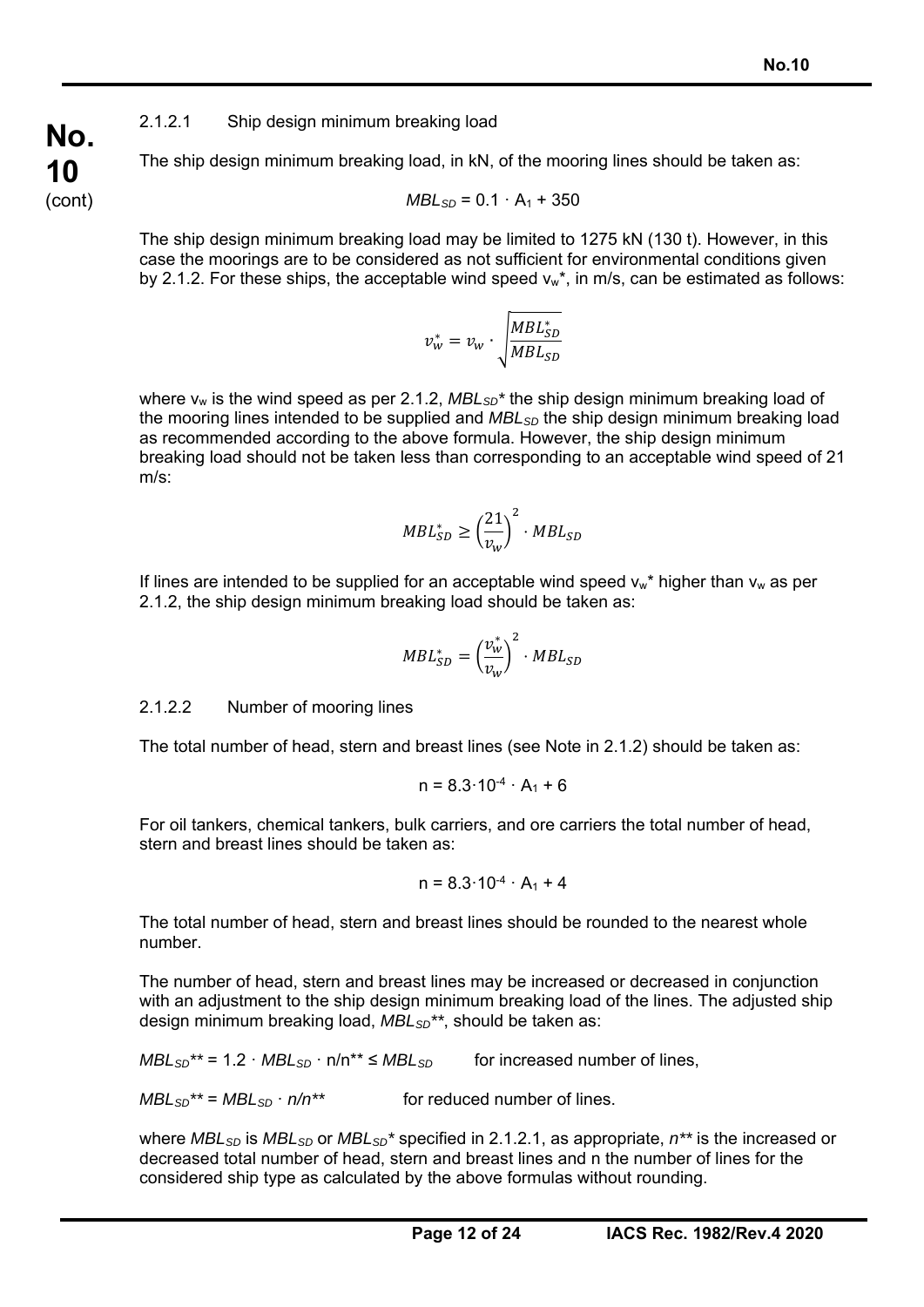#### 2.1.2.1 Ship design minimum breaking load

The ship design minimum breaking load, in kN, of the mooring lines should be taken as:

$$MBL_{SD} = 0.1 \cdot A_1 + 350$$

The ship design minimum breaking load may be limited to 1275 kN (130 t). However, in this case the moorings are to be considered as not sufficient for environmental conditions given by 2.1.2. For these ships, the acceptable wind speed $v_w$*, in m/s, can be estimated as follows:

$$v_w^* = v_w \cdot \sqrt{\frac{MBL_{SD}^*}{MBL_{SD}}}$$

where $v_w$ is the wind speed as per 2.1.2, $MBL_{SD}$* the ship design minimum breaking load of the mooring lines intended to be supplied and $MBL_{SD}$ the ship design minimum breaking load as recommended according to the above formula. However, the ship design minimum breaking load should not be taken less than corresponding to an acceptable wind speed of 21 m/s:

$$MBL_{SD}^* \geq \left(\frac{21}{v_w}\right)^2 \cdot MBL_{SD}$$

If lines are intended to be supplied for an acceptable wind speed $v_w$* higher than $v_w$ as per 2.1.2, the ship design minimum breaking load should be taken as:

$$MBL_{SD}^* = \left(\frac{v_w^*}{v_w}\right)^2 \cdot MBL_{SD}$$

#### 2.1.2.2 Number of mooring lines

The total number of head, stern and breast lines (see Note in 2.1.2) should be taken as:

$$n = 8.3 \cdot 10^{-4} \cdot A_1 + 6$$

For oil tankers, chemical tankers, bulk carriers, and ore carriers the total number of head, stern and breast lines should be taken as:

$$n = 8.3 \cdot 10^{-4} \cdot A_1 + 4$$

The total number of head, stern and breast lines should be rounded to the nearest whole number.

The number of head, stern and breast lines may be increased or decreased in conjunction with an adjustment to the ship design minimum breaking load of the lines. The adjusted ship design minimum breaking load, $MBL_{SD}$**, should be taken as:

$MBL_{SD}^{**} = 1.2 \cdot MBL_{SD} \cdot n/n^{**} \leq MBL_{SD}$ for increased number of lines,

$MBL_{SD}^{**} = MBL_{SD} \cdot n/n^{**}$ for reduced number of lines.

where $MBL_{SD}$ is $MBL_{SD}$ or $MBL_{SD}$* specified in 2.1.2.1, as appropriate, $n^{**}$ is the increased or decreased total number of head, stern and breast lines and n the number of lines for the considered ship type as calculated by the above formulas without rounding.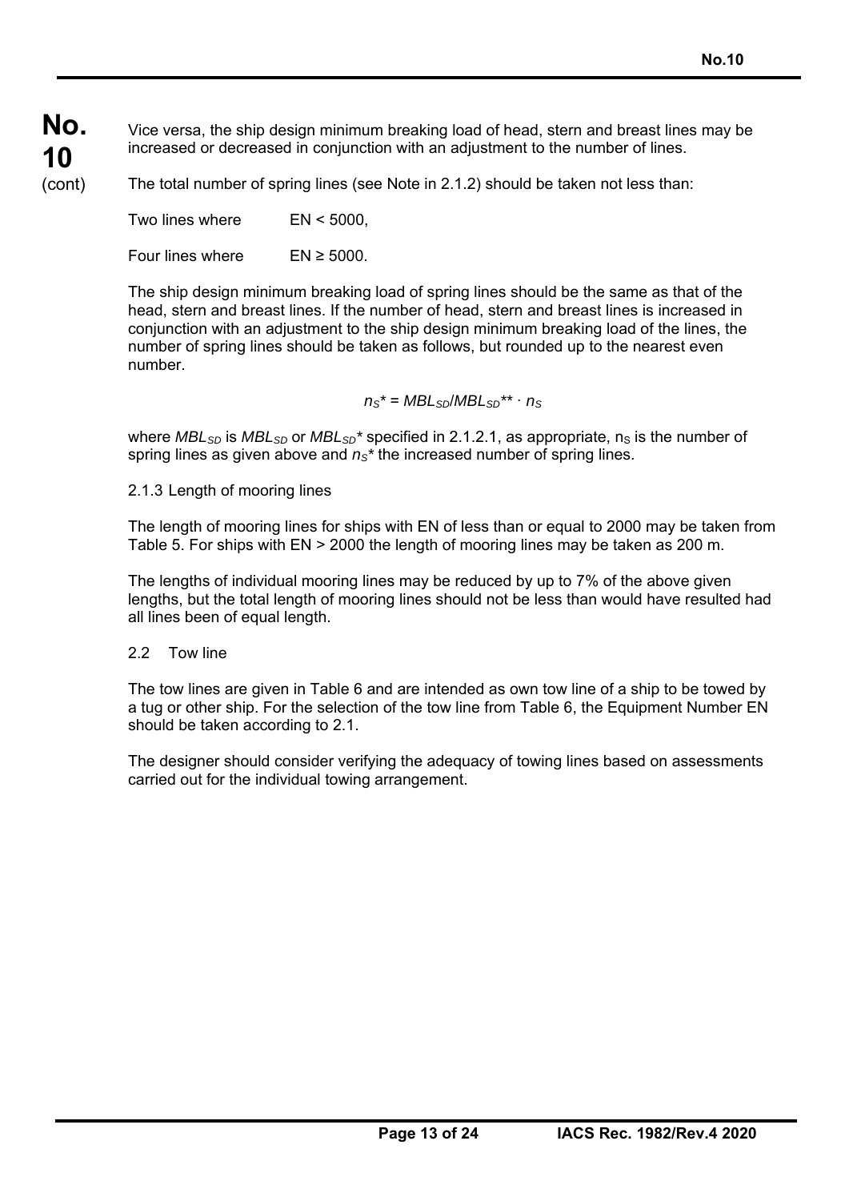Vice versa, the ship design minimum breaking load of head, stern and breast lines may be increased or decreased in conjunction with an adjustment to the number of lines.

The total number of spring lines (see Note in 2.1.2) should be taken not less than:

Two lines where $EN < 5000$,

Four lines where $EN \geq 5000$.

The ship design minimum breaking load of spring lines should be the same as that of the head, stern and breast lines. If the number of head, stern and breast lines is increased in conjunction with an adjustment to the ship design minimum breaking load of the lines, the number of spring lines should be taken as follows, but rounded up to the nearest even number.

$$n_S^* = MBL_{SD}/MBL_{SD}^{**} \cdot n_S$$

where $MBL_{SD}$ is $MBL_{SD}$ or $MBL_{SD}^*$ specified in 2.1.2.1, as appropriate, $n_S$ is the number of spring lines as given above and $n_S^*$ the increased number of spring lines.

2.1.3 Length of mooring lines

The length of mooring lines for ships with EN of less than or equal to 2000 may be taken from Table 5. For ships with $EN > 2000$ the length of mooring lines may be taken as 200 m.

The lengths of individual mooring lines may be reduced by up to 7% of the above given lengths, but the total length of mooring lines should not be less than would have resulted had all lines been of equal length.

2.2 Tow line

The tow lines are given in Table 6 and are intended as own tow line of a ship to be towed by a tug or other ship. For the selection of the tow line from Table 6, the Equipment Number EN should be taken according to 2.1.

The designer should consider verifying the adequacy of towing lines based on assessments carried out for the individual towing arrangement.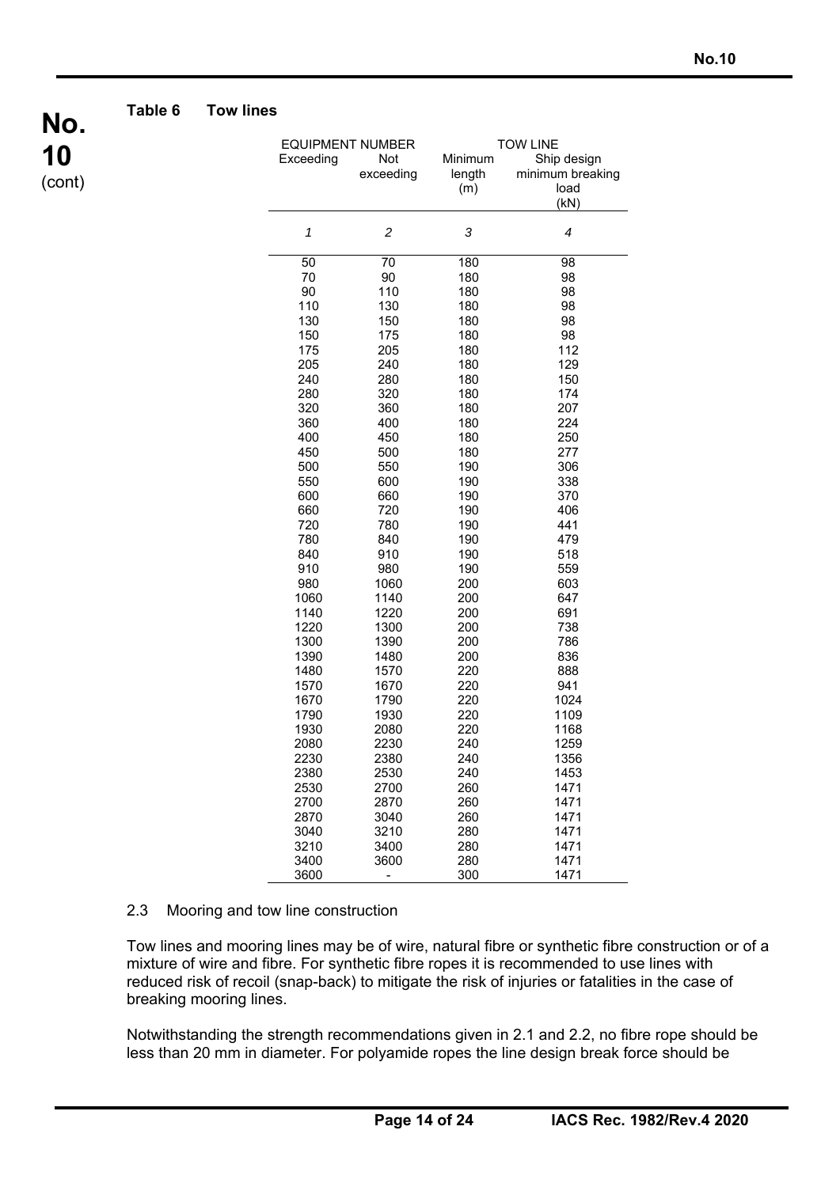**Table 6 Tow lines**

| EQUIPMENT NUMBER | | TOW LINE | |
|---|---|---|---|
| Exceeding | Not exceeding | Minimum length (m) | Ship design minimum breaking load (kN) |
| *1* | *2* | *3* | *4* |
| 50 | 70 | 180 | 98 |
| 70 | 90 | 180 | 98 |
| 90 | 110 | 180 | 98 |
| 110 | 130 | 180 | 98 |
| 130 | 150 | 180 | 98 |
| 150 | 175 | 180 | 98 |
| 175 | 205 | 180 | 112 |
| 205 | 240 | 180 | 129 |
| 240 | 280 | 180 | 150 |
| 280 | 320 | 180 | 174 |
| 320 | 360 | 180 | 207 |
| 360 | 400 | 180 | 224 |
| 400 | 450 | 180 | 250 |
| 450 | 500 | 180 | 277 |
| 500 | 550 | 190 | 306 |
| 550 | 600 | 190 | 338 |
| 600 | 660 | 190 | 370 |
| 660 | 720 | 190 | 406 |
| 720 | 780 | 190 | 441 |
| 780 | 840 | 190 | 479 |
| 840 | 910 | 190 | 518 |
| 910 | 980 | 190 | 559 |
| 980 | 1060 | 200 | 603 |
| 1060 | 1140 | 200 | 647 |
| 1140 | 1220 | 200 | 691 |
| 1220 | 1300 | 200 | 738 |
| 1300 | 1390 | 200 | 786 |
| 1390 | 1480 | 200 | 836 |
| 1480 | 1570 | 220 | 888 |
| 1570 | 1670 | 220 | 941 |
| 1670 | 1790 | 220 | 1024 |
| 1790 | 1930 | 220 | 1109 |
| 1930 | 2080 | 220 | 1168 |
| 2080 | 2230 | 240 | 1259 |
| 2230 | 2380 | 240 | 1356 |
| 2380 | 2530 | 240 | 1453 |
| 2530 | 2700 | 260 | 1471 |
| 2700 | 2870 | 260 | 1471 |
| 2870 | 3040 | 260 | 1471 |
| 3040 | 3210 | 280 | 1471 |
| 3210 | 3400 | 280 | 1471 |
| 3400 | 3600 | 280 | 1471 |
| 3600 | - | 300 | 1471 |

2.3 Mooring and tow line construction

Tow lines and mooring lines may be of wire, natural fibre or synthetic fibre construction or of a mixture of wire and fibre. For synthetic fibre ropes it is recommended to use lines with reduced risk of recoil (snap-back) to mitigate the risk of injuries or fatalities in the case of breaking mooring lines.

Notwithstanding the strength recommendations given in 2.1 and 2.2, no fibre rope should be less than 20 mm in diameter. For polyamide ropes the line design break force should be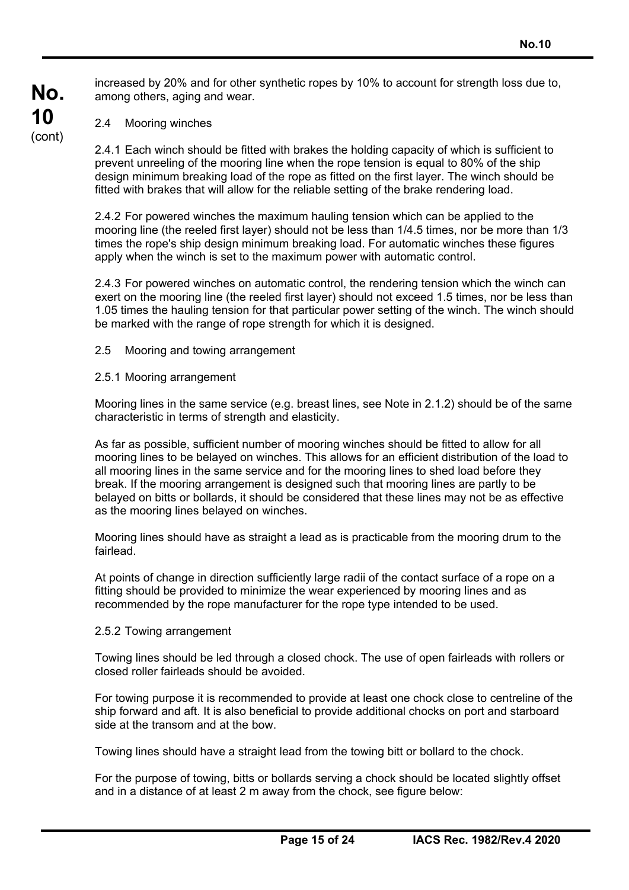increased by 20% and for other synthetic ropes by 10% to account for strength loss due to, among others, aging and wear.

### 2.4 Mooring winches

2.4.1 Each winch should be fitted with brakes the holding capacity of which is sufficient to prevent unreeling of the mooring line when the rope tension is equal to 80% of the ship design minimum breaking load of the rope as fitted on the first layer. The winch should be fitted with brakes that will allow for the reliable setting of the brake rendering load.

2.4.2 For powered winches the maximum hauling tension which can be applied to the mooring line (the reeled first layer) should not be less than 1/4.5 times, nor be more than 1/3 times the rope's ship design minimum breaking load. For automatic winches these figures apply when the winch is set to the maximum power with automatic control.

2.4.3 For powered winches on automatic control, the rendering tension which the winch can exert on the mooring line (the reeled first layer) should not exceed 1.5 times, nor be less than 1.05 times the hauling tension for that particular power setting of the winch. The winch should be marked with the range of rope strength for which it is designed.

### 2.5 Mooring and towing arrangement

#### 2.5.1 Mooring arrangement

Mooring lines in the same service (e.g. breast lines, see Note in 2.1.2) should be of the same characteristic in terms of strength and elasticity.

As far as possible, sufficient number of mooring winches should be fitted to allow for all mooring lines to be belayed on winches. This allows for an efficient distribution of the load to all mooring lines in the same service and for the mooring lines to shed load before they break. If the mooring arrangement is designed such that mooring lines are partly to be belayed on bitts or bollards, it should be considered that these lines may not be as effective as the mooring lines belayed on winches.

Mooring lines should have as straight a lead as is practicable from the mooring drum to the fairlead.

At points of change in direction sufficiently large radii of the contact surface of a rope on a fitting should be provided to minimize the wear experienced by mooring lines and as recommended by the rope manufacturer for the rope type intended to be used.

#### 2.5.2 Towing arrangement

Towing lines should be led through a closed chock. The use of open fairleads with rollers or closed roller fairleads should be avoided.

For towing purpose it is recommended to provide at least one chock close to centreline of the ship forward and aft. It is also beneficial to provide additional chocks on port and starboard side at the transom and at the bow.

Towing lines should have a straight lead from the towing bitt or bollard to the chock.

For the purpose of towing, bitts or bollards serving a chock should be located slightly offset and in a distance of at least 2 m away from the chock, see figure below: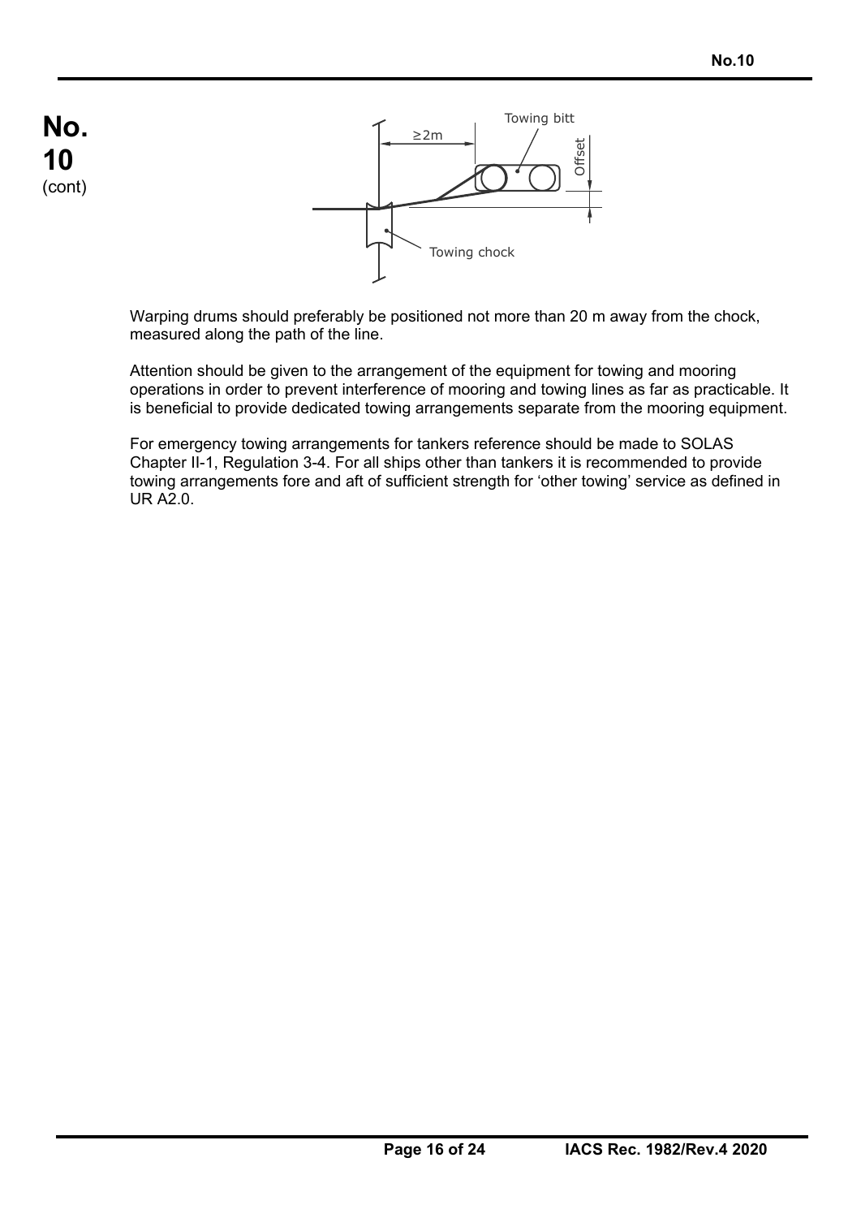**No. 10** (cont)

Warping drums should preferably be positioned not more than 20 m away from the chock, measured along the path of the line.

Attention should be given to the arrangement of the equipment for towing and mooring operations in order to prevent interference of mooring and towing lines as far as practicable. It is beneficial to provide dedicated towing arrangements separate from the mooring equipment.

For emergency towing arrangements for tankers reference should be made to SOLAS Chapter II-1, Regulation 3-4. For all ships other than tankers it is recommended to provide towing arrangements fore and aft of sufficient strength for 'other towing' service as defined in UR A2.0.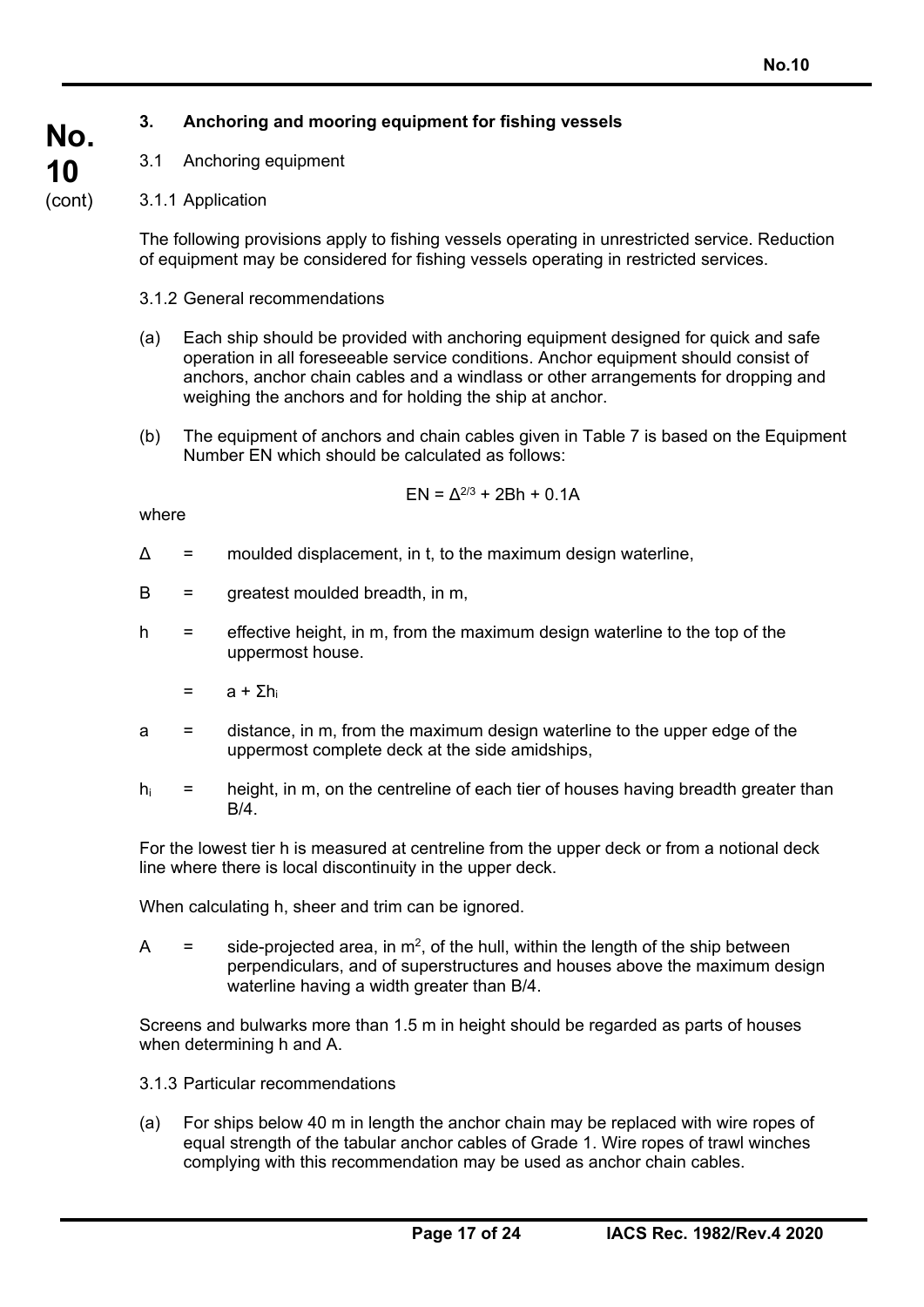## 3. Anchoring and mooring equipment for fishing vessels

### 3.1 Anchoring equipment

#### 3.1.1 Application

The following provisions apply to fishing vessels operating in unrestricted service. Reduction of equipment may be considered for fishing vessels operating in restricted services.

#### 3.1.2 General recommendations

(a) Each ship should be provided with anchoring equipment designed for quick and safe operation in all foreseeable service conditions. Anchor equipment should consist of anchors, anchor chain cables and a windlass or other arrangements for dropping and weighing the anchors and for holding the ship at anchor.

(b) The equipment of anchors and chain cables given in Table 7 is based on the Equipment Number EN which should be calculated as follows:

$$EN = \Delta^{2/3} + 2Bh + 0.1A$$

where

$\Delta$ = moulded displacement, in t, to the maximum design waterline,

$B$ = greatest moulded breadth, in m,

$h$ = effective height, in m, from the maximum design waterline to the top of the uppermost house.

= $a + \Sigma h_i$

$a$ = distance, in m, from the maximum design waterline to the upper edge of the uppermost complete deck at the side amidships,

$h_i$ = height, in m, on the centreline of each tier of houses having breadth greater than B/4.

For the lowest tier h is measured at centreline from the upper deck or from a notional deck line where there is local discontinuity in the upper deck.

When calculating h, sheer and trim can be ignored.

$A$ = side-projected area, in $m^2$, of the hull, within the length of the ship between perpendiculars, and of superstructures and houses above the maximum design waterline having a width greater than B/4.

Screens and bulwarks more than 1.5 m in height should be regarded as parts of houses when determining h and A.

#### 3.1.3 Particular recommendations

(a) For ships below 40 m in length the anchor chain may be replaced with wire ropes of equal strength of the tabular anchor cables of Grade 1. Wire ropes of trawl winches complying with this recommendation may be used as anchor chain cables.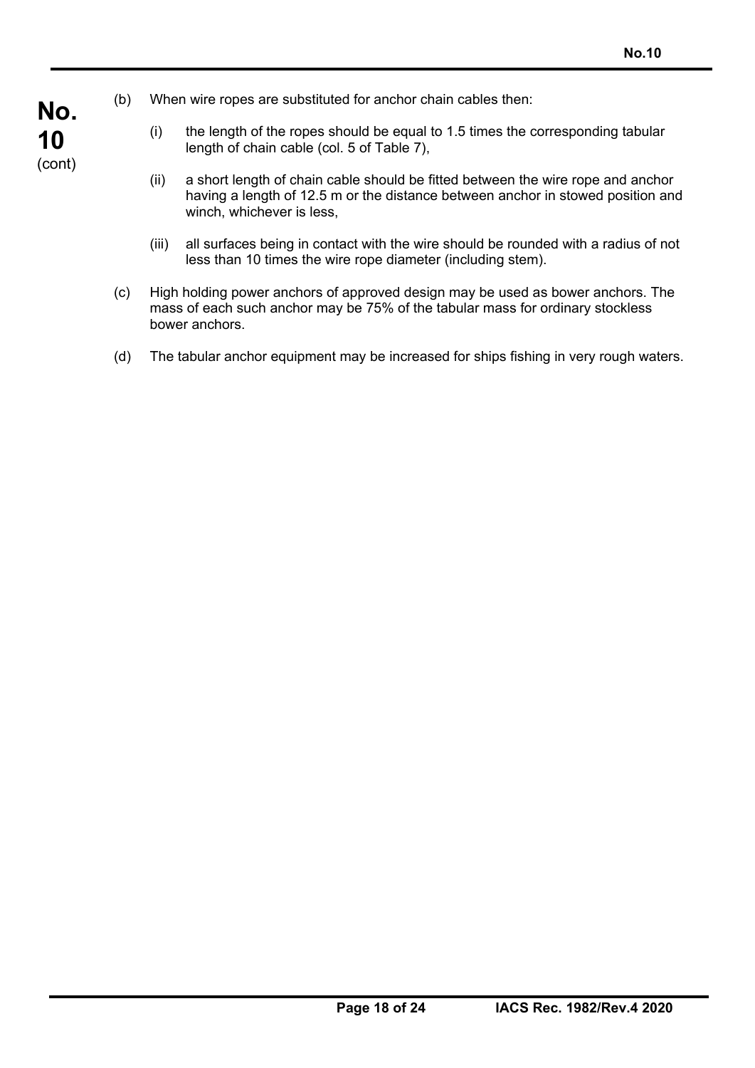(b) When wire ropes are substituted for anchor chain cables then:

  (i) the length of the ropes should be equal to 1.5 times the corresponding tabular length of chain cable (col. 5 of Table 7),

  (ii) a short length of chain cable should be fitted between the wire rope and anchor having a length of 12.5 m or the distance between anchor in stowed position and winch, whichever is less,

  (iii) all surfaces being in contact with the wire should be rounded with a radius of not less than 10 times the wire rope diameter (including stem).

(c) High holding power anchors of approved design may be used as bower anchors. The mass of each such anchor may be 75% of the tabular mass for ordinary stockless bower anchors.

(d) The tabular anchor equipment may be increased for ships fishing in very rough waters.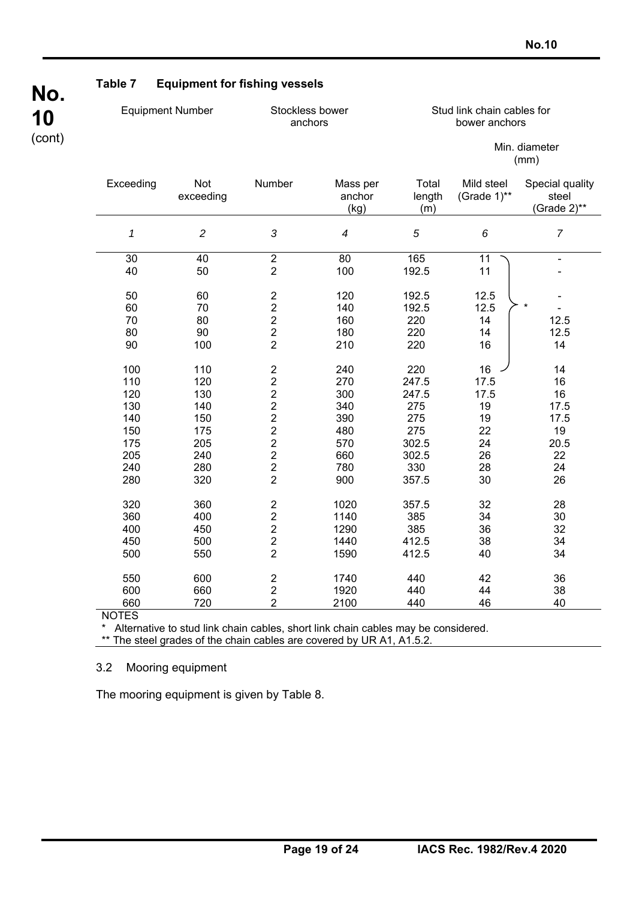**Table 7 Equipment for fishing vessels**

| Equipment Number | | Stockless bower anchors | | Stud link chain cables for bower anchors | | |
|---|---|---|---|---|---|---|
| | | | | | Min. diameter (mm) | |
| Exceeding | Not exceeding | Number | Mass per anchor (kg) | Total length (m) | Mild steel (Grade 1)** | Special quality steel (Grade 2)** |
| *1* | *2* | *3* | *4* | *5* | *6* | *7* |
| 30 | 40 | 2 | 80 | 165 | 11 * | - |
| 40 | 50 | 2 | 100 | 192.5 | 11 * | - |
| 50 | 60 | 2 | 120 | 192.5 | 12.5 * | - |
| 60 | 70 | 2 | 140 | 192.5 | 12.5 * | - |
| 70 | 80 | 2 | 160 | 220 | 14 * | 12.5 |
| 80 | 90 | 2 | 180 | 220 | 14 * | 12.5 |
| 90 | 100 | 2 | 210 | 220 | 16 * | 14 |
| 100 | 110 | 2 | 240 | 220 | 16 * | 14 |
| 110 | 120 | 2 | 270 | 247.5 | 17.5 | 16 |
| 120 | 130 | 2 | 300 | 247.5 | 17.5 | 16 |
| 130 | 140 | 2 | 340 | 275 | 19 | 17.5 |
| 140 | 150 | 2 | 390 | 275 | 19 | 17.5 |
| 150 | 175 | 2 | 480 | 275 | 22 | 19 |
| 175 | 205 | 2 | 570 | 302.5 | 24 | 20.5 |
| 205 | 240 | 2 | 660 | 302.5 | 26 | 22 |
| 240 | 280 | 2 | 780 | 330 | 28 | 24 |
| 280 | 320 | 2 | 900 | 357.5 | 30 | 26 |
| 320 | 360 | 2 | 1020 | 357.5 | 32 | 28 |
| 360 | 400 | 2 | 1140 | 385 | 34 | 30 |
| 400 | 450 | 2 | 1290 | 385 | 36 | 32 |
| 450 | 500 | 2 | 1440 | 412.5 | 38 | 34 |
| 500 | 550 | 2 | 1590 | 412.5 | 40 | 34 |
| 550 | 600 | 2 | 1740 | 440 | 42 | 36 |
| 600 | 660 | 2 | 1920 | 440 | 44 | 38 |
| 660 | 720 | 2 | 2100 | 440 | 46 | 40 |

NOTES

\* Alternative to stud link chain cables, short link chain cables may be considered.

** The steel grades of the chain cables are covered by UR A1, A1.5.2.

### 3.2 Mooring equipment

The mooring equipment is given by Table 8.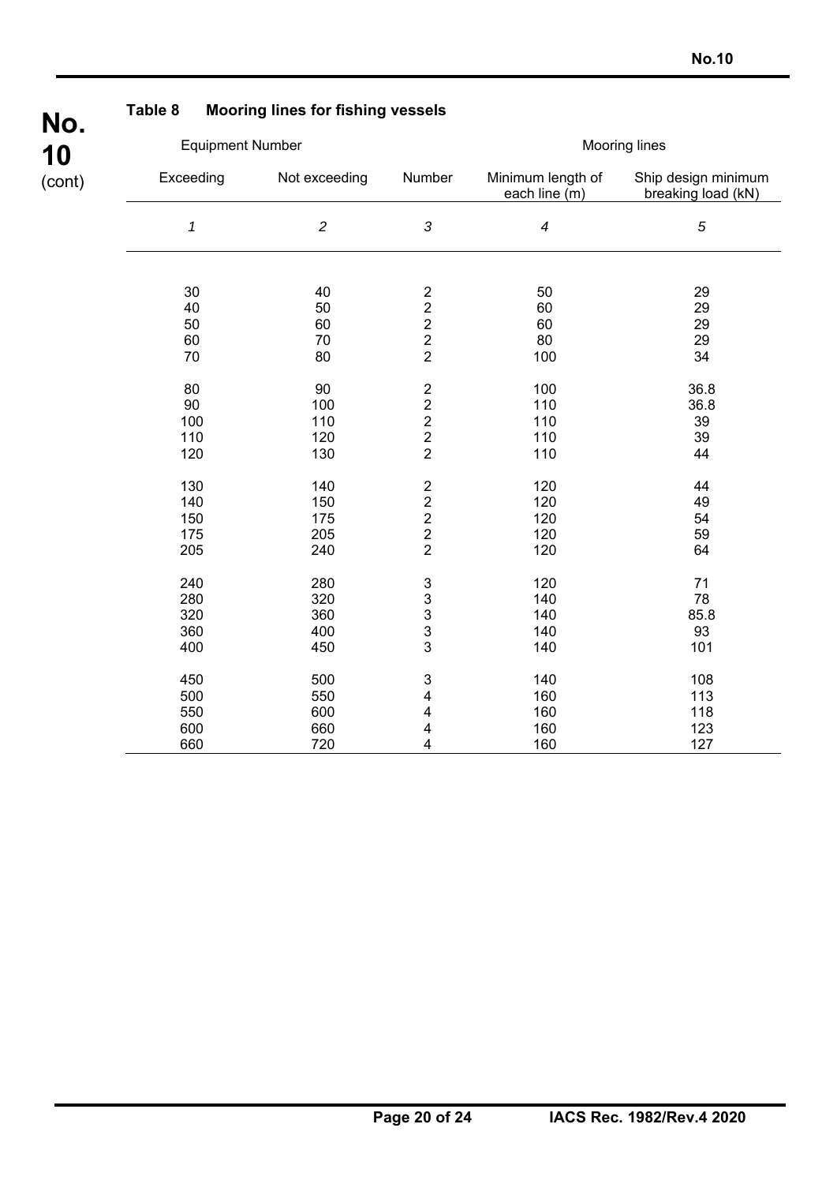**Table 8 Mooring lines for fishing vessels**

| Equipment Number | | Mooring lines | | |
|---|---|---|---|---|
| Exceeding | Not exceeding | Number | Minimum length of each line (m) | Ship design minimum breaking load (kN) |
| *1* | *2* | *3* | *4* | *5* |
| 30 | 40 | 2 | 50 | 29 |
| 40 | 50 | 2 | 60 | 29 |
| 50 | 60 | 2 | 60 | 29 |
| 60 | 70 | 2 | 80 | 29 |
| 70 | 80 | 2 | 100 | 34 |
| 80 | 90 | 2 | 100 | 36.8 |
| 90 | 100 | 2 | 110 | 36.8 |
| 100 | 110 | 2 | 110 | 39 |
| 110 | 120 | 2 | 110 | 39 |
| 120 | 130 | 2 | 110 | 44 |
| 130 | 140 | 2 | 120 | 44 |
| 140 | 150 | 2 | 120 | 49 |
| 150 | 175 | 2 | 120 | 54 |
| 175 | 205 | 2 | 120 | 59 |
| 205 | 240 | 2 | 120 | 64 |
| 240 | 280 | 3 | 120 | 71 |
| 280 | 320 | 3 | 140 | 78 |
| 320 | 360 | 3 | 140 | 85.8 |
| 360 | 400 | 3 | 140 | 93 |
| 400 | 450 | 3 | 140 | 101 |
| 450 | 500 | 3 | 140 | 108 |
| 500 | 550 | 4 | 160 | 113 |
| 550 | 600 | 4 | 160 | 118 |
| 600 | 660 | 4 | 160 | 123 |
| 660 | 720 | 4 | 160 | 127 |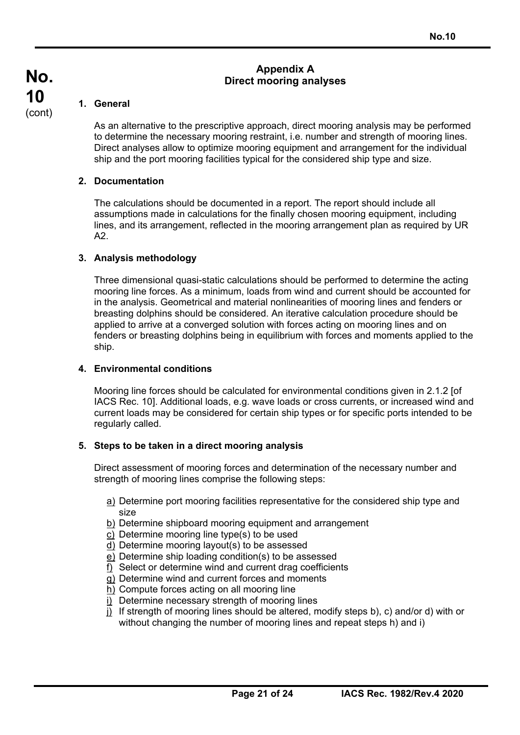## Appendix A
## Direct mooring analyses

### 1. General

As an alternative to the prescriptive approach, direct mooring analysis may be performed to determine the necessary mooring restraint, i.e. number and strength of mooring lines. Direct analyses allow to optimize mooring equipment and arrangement for the individual ship and the port mooring facilities typical for the considered ship type and size.

### 2. Documentation

The calculations should be documented in a report. The report should include all assumptions made in calculations for the finally chosen mooring equipment, including lines, and its arrangement, reflected in the mooring arrangement plan as required by UR A2.

### 3. Analysis methodology

Three dimensional quasi-static calculations should be performed to determine the acting mooring line forces. As a minimum, loads from wind and current should be accounted for in the analysis. Geometrical and material nonlinearities of mooring lines and fenders or breasting dolphins should be considered. An iterative calculation procedure should be applied to arrive at a converged solution with forces acting on mooring lines and on fenders or breasting dolphins being in equilibrium with forces and moments applied to the ship.

### 4. Environmental conditions

Mooring line forces should be calculated for environmental conditions given in 2.1.2 [of IACS Rec. 10]. Additional loads, e.g. wave loads or cross currents, or increased wind and current loads may be considered for certain ship types or for specific ports intended to be regularly called.

### 5. Steps to be taken in a direct mooring analysis

Direct assessment of mooring forces and determination of the necessary number and strength of mooring lines comprise the following steps:

a) Determine port mooring facilities representative for the considered ship type and size
b) Determine shipboard mooring equipment and arrangement
c) Determine mooring line type(s) to be used
d) Determine mooring layout(s) to be assessed
e) Determine ship loading condition(s) to be assessed
f) Select or determine wind and current drag coefficients
g) Determine wind and current forces and moments
h) Compute forces acting on all mooring line
i) Determine necessary strength of mooring lines
j) If strength of mooring lines should be altered, modify steps b), c) and/or d) with or without changing the number of mooring lines and repeat steps h) and i)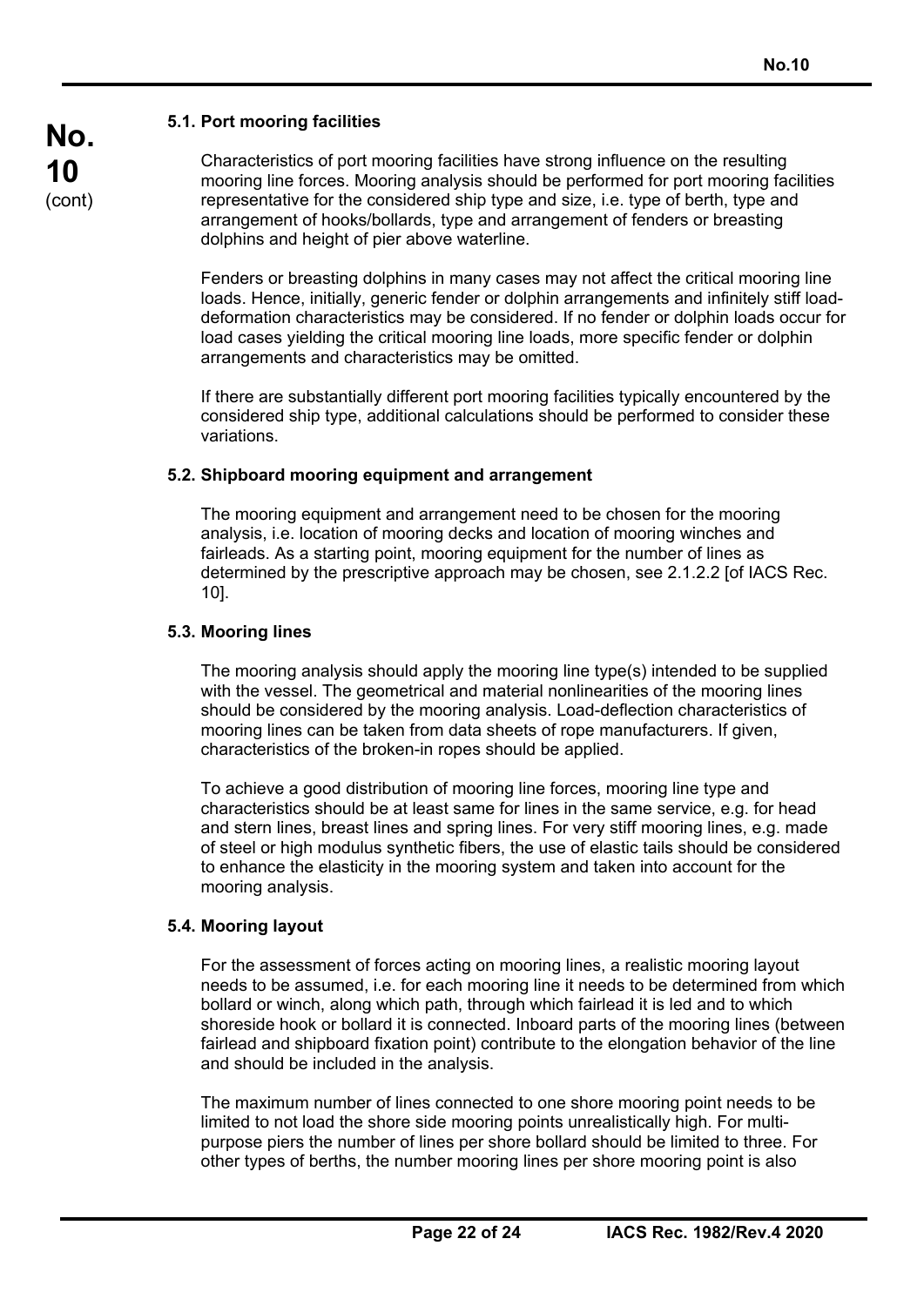### 5.1. Port mooring facilities

Characteristics of port mooring facilities have strong influence on the resulting mooring line forces. Mooring analysis should be performed for port mooring facilities representative for the considered ship type and size, i.e. type of berth, type and arrangement of hooks/bollards, type and arrangement of fenders or breasting dolphins and height of pier above waterline.

Fenders or breasting dolphins in many cases may not affect the critical mooring line loads. Hence, initially, generic fender or dolphin arrangements and infinitely stiff load-deformation characteristics may be considered. If no fender or dolphin loads occur for load cases yielding the critical mooring line loads, more specific fender or dolphin arrangements and characteristics may be omitted.

If there are substantially different port mooring facilities typically encountered by the considered ship type, additional calculations should be performed to consider these variations.

### 5.2. Shipboard mooring equipment and arrangement

The mooring equipment and arrangement need to be chosen for the mooring analysis, i.e. location of mooring decks and location of mooring winches and fairleads. As a starting point, mooring equipment for the number of lines as determined by the prescriptive approach may be chosen, see 2.1.2.2 [of IACS Rec. 10].

### 5.3. Mooring lines

The mooring analysis should apply the mooring line type(s) intended to be supplied with the vessel. The geometrical and material nonlinearities of the mooring lines should be considered by the mooring analysis. Load-deflection characteristics of mooring lines can be taken from data sheets of rope manufacturers. If given, characteristics of the broken-in ropes should be applied.

To achieve a good distribution of mooring line forces, mooring line type and characteristics should be at least same for lines in the same service, e.g. for head and stern lines, breast lines and spring lines. For very stiff mooring lines, e.g. made of steel or high modulus synthetic fibers, the use of elastic tails should be considered to enhance the elasticity in the mooring system and taken into account for the mooring analysis.

### 5.4. Mooring layout

For the assessment of forces acting on mooring lines, a realistic mooring layout needs to be assumed, i.e. for each mooring line it needs to be determined from which bollard or winch, along which path, through which fairlead it is led and to which shoreside hook or bollard it is connected. Inboard parts of the mooring lines (between fairlead and shipboard fixation point) contribute to the elongation behavior of the line and should be included in the analysis.

The maximum number of lines connected to one shore mooring point needs to be limited to not load the shore side mooring points unrealistically high. For multi-purpose piers the number of lines per shore bollard should be limited to three. For other types of berths, the number mooring lines per shore mooring point is also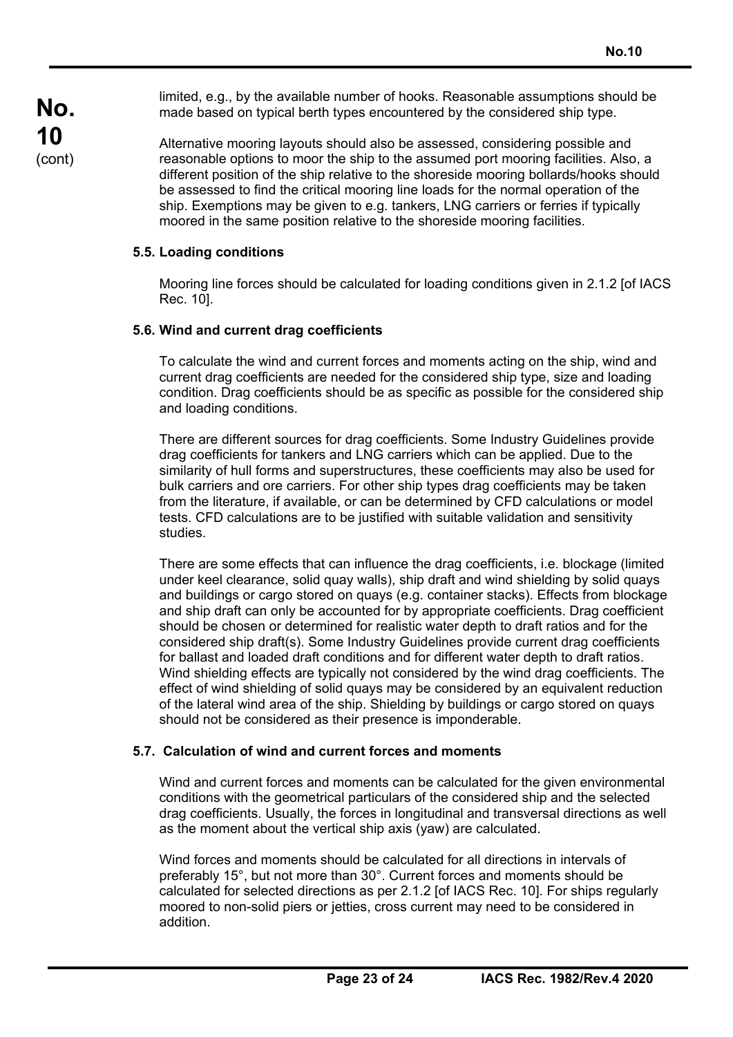limited, e.g., by the available number of hooks. Reasonable assumptions should be made based on typical berth types encountered by the considered ship type.

Alternative mooring layouts should also be assessed, considering possible and reasonable options to moor the ship to the assumed port mooring facilities. Also, a different position of the ship relative to the shoreside mooring bollards/hooks should be assessed to find the critical mooring line loads for the normal operation of the ship. Exemptions may be given to e.g. tankers, LNG carriers or ferries if typically moored in the same position relative to the shoreside mooring facilities.

### 5.5. Loading conditions

Mooring line forces should be calculated for loading conditions given in 2.1.2 [of IACS Rec. 10].

### 5.6. Wind and current drag coefficients

To calculate the wind and current forces and moments acting on the ship, wind and current drag coefficients are needed for the considered ship type, size and loading condition. Drag coefficients should be as specific as possible for the considered ship and loading conditions.

There are different sources for drag coefficients. Some Industry Guidelines provide drag coefficients for tankers and LNG carriers which can be applied. Due to the similarity of hull forms and superstructures, these coefficients may also be used for bulk carriers and ore carriers. For other ship types drag coefficients may be taken from the literature, if available, or can be determined by CFD calculations or model tests. CFD calculations are to be justified with suitable validation and sensitivity studies.

There are some effects that can influence the drag coefficients, i.e. blockage (limited under keel clearance, solid quay walls), ship draft and wind shielding by solid quays and buildings or cargo stored on quays (e.g. container stacks). Effects from blockage and ship draft can only be accounted for by appropriate coefficients. Drag coefficient should be chosen or determined for realistic water depth to draft ratios and for the considered ship draft(s). Some Industry Guidelines provide current drag coefficients for ballast and loaded draft conditions and for different water depth to draft ratios. Wind shielding effects are typically not considered by the wind drag coefficients. The effect of wind shielding of solid quays may be considered by an equivalent reduction of the lateral wind area of the ship. Shielding by buildings or cargo stored on quays should not be considered as their presence is imponderable.

### 5.7. Calculation of wind and current forces and moments

Wind and current forces and moments can be calculated for the given environmental conditions with the geometrical particulars of the considered ship and the selected drag coefficients. Usually, the forces in longitudinal and transversal directions as well as the moment about the vertical ship axis (yaw) are calculated.

Wind forces and moments should be calculated for all directions in intervals of preferably 15°, but not more than 30°. Current forces and moments should be calculated for selected directions as per 2.1.2 [of IACS Rec. 10]. For ships regularly moored to non-solid piers or jetties, cross current may need to be considered in addition.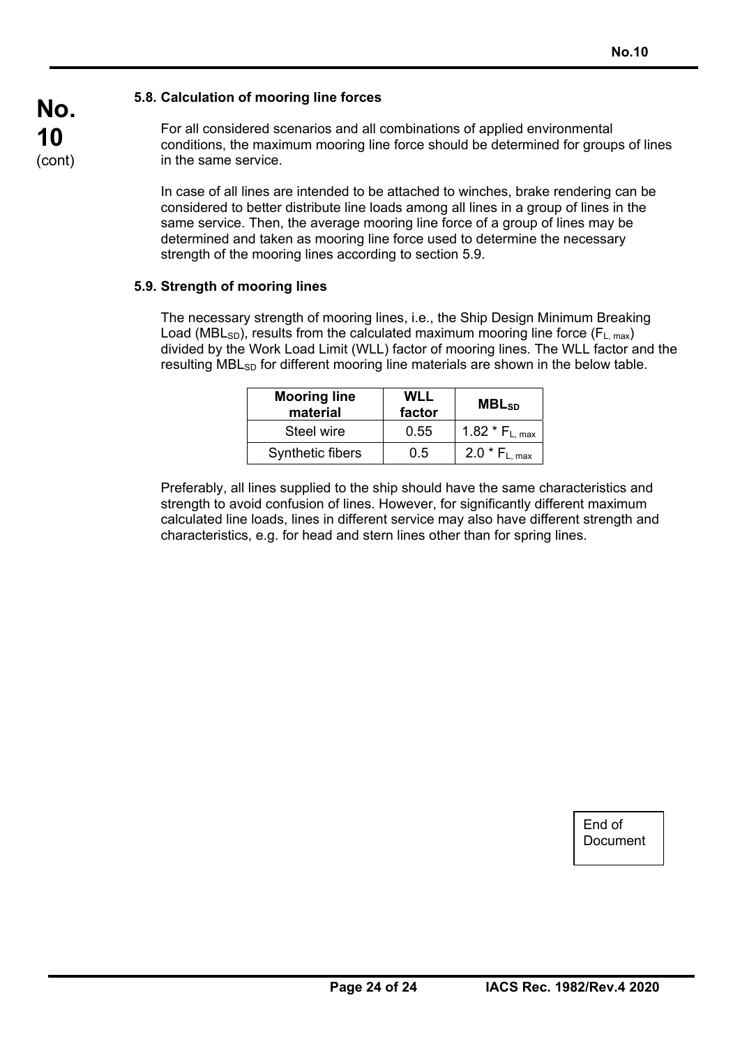### 5.8. Calculation of mooring line forces

For all considered scenarios and all combinations of applied environmental conditions, the maximum mooring line force should be determined for groups of lines in the same service.

In case of all lines are intended to be attached to winches, brake rendering can be considered to better distribute line loads among all lines in a group of lines in the same service. Then, the average mooring line force of a group of lines may be determined and taken as mooring line force used to determine the necessary strength of the mooring lines according to section 5.9.

### 5.9. Strength of mooring lines

The necessary strength of mooring lines, i.e., the Ship Design Minimum Breaking Load ($MBL_{SD}$), results from the calculated maximum mooring line force ($F_{L,\,max}$) divided by the Work Load Limit (WLL) factor of mooring lines. The WLL factor and the resulting $MBL_{SD}$ for different mooring line materials are shown in the below table.

| Mooring line material | WLL factor | $MBL_{SD}$ |
|---|---|---|
| Steel wire | 0.55 | $1.82 * F_{L,\,max}$ |
| Synthetic fibers | 0.5 | $2.0 * F_{L,\,max}$ |

Preferably, all lines supplied to the ship should have the same characteristics and strength to avoid confusion of lines. However, for significantly different maximum calculated line loads, lines in different service may also have different strength and characteristics, e.g. for head and stern lines other than for spring lines.

End of Document